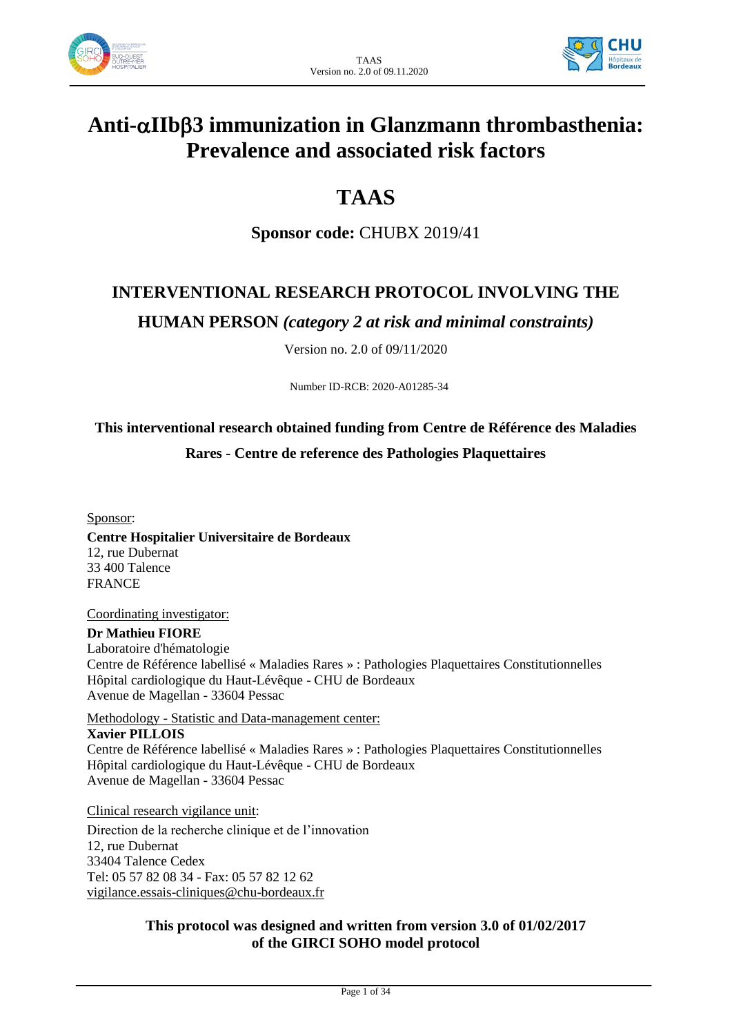# Anti-$\alpha$IIb$\beta$3 immunization in Glanzmann thrombasthenia: Prevalence and associated risk factors

# TAAS

**Sponsor code:** CHUBX 2019/41

## INTERVENTIONAL RESEARCH PROTOCOL INVOLVING THE HUMAN PERSON *(category 2 at risk and minimal constraints)*

Version no. 2.0 of 09/11/2020

Number ID-RCB: 2020-A01285-34

**This interventional research obtained funding from Centre de Référence des Maladies Rares - Centre de reference des Pathologies Plaquettaires**

Sponsor:

**Centre Hospitalier Universitaire de Bordeaux**
12, rue Dubernat
33 400 Talence
FRANCE

Coordinating investigator:

**Dr Mathieu FIORE**
Laboratoire d'hématologie
Centre de Référence labellisé « Maladies Rares » : Pathologies Plaquettaires Constitutionnelles
Hôpital cardiologique du Haut-Lévêque - CHU de Bordeaux
Avenue de Magellan - 33604 Pessac

Methodology - Statistic and Data-management center:

**Xavier PILLOIS**
Centre de Référence labellisé « Maladies Rares » : Pathologies Plaquettaires Constitutionnelles
Hôpital cardiologique du Haut-Lévêque - CHU de Bordeaux
Avenue de Magellan - 33604 Pessac

Clinical research vigilance unit:

Direction de la recherche clinique et de l'innovation
12, rue Dubernat
33404 Talence Cedex
Tel: 05 57 82 08 34 - Fax: 05 57 82 12 62
vigilance.essais-cliniques@chu-bordeaux.fr

**This protocol was designed and written from version 3.0 of 01/02/2017 of the GIRCI SOHO model protocol**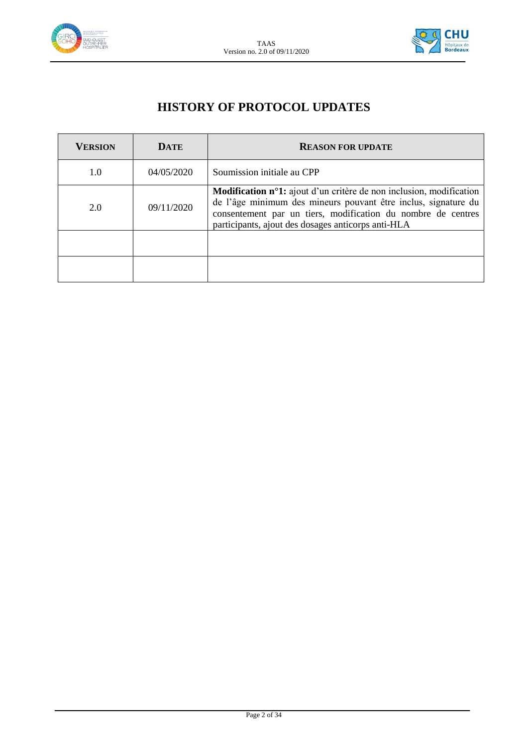# HISTORY OF PROTOCOL UPDATES

| VERSION | DATE | REASON FOR UPDATE |
|---|---|---|
| 1.0 | 04/05/2020 | Soumission initiale au CPP |
| 2.0 | 09/11/2020 | **Modification n°1:** ajout d'un critère de non inclusion, modification de l'âge minimum des mineurs pouvant être inclus, signature du consentement par un tiers, modification du nombre de centres participants, ajout des dosages anticorps anti-HLA |
| | | |
| | | |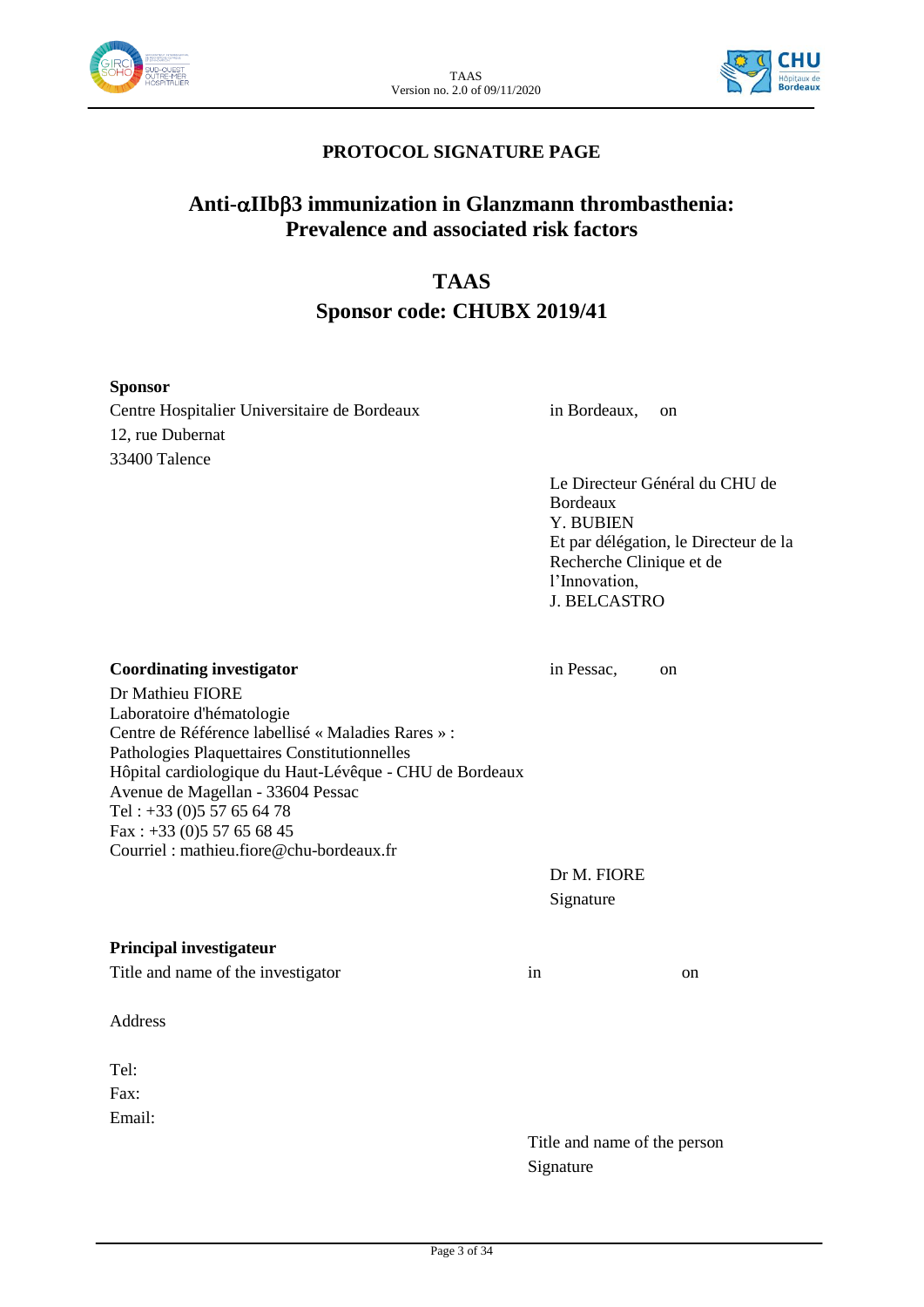## PROTOCOL SIGNATURE PAGE

# Anti-αIIbβ3 immunization in Glanzmann thrombasthenia: Prevalence and associated risk factors

## TAAS

## Sponsor code: CHUBX 2019/41

**Sponsor**

Centre Hospitalier Universitaire de Bordeaux
12, rue Dubernat
33400 Talence

in Bordeaux, on

Le Directeur Général du CHU de Bordeaux
Y. BUBIEN
Et par délégation, le Directeur de la Recherche Clinique et de l'Innovation,
J. BELCASTRO

**Coordinating investigator**

Dr Mathieu FIORE
Laboratoire d'hématologie
Centre de Référence labellisé « Maladies Rares » : Pathologies Plaquettaires Constitutionnelles
Hôpital cardiologique du Haut-Lévêque - CHU de Bordeaux
Avenue de Magellan - 33604 Pessac
Tel : +33 (0)5 57 65 64 78
Fax : +33 (0)5 57 65 68 45
Courriel : mathieu.fiore@chu-bordeaux.fr

in Pessac, on

Dr M. FIORE
Signature

**Principal investigateur**

Title and name of the investigator

in on

Address

Tel:
Fax:
Email:

Title and name of the person
Signature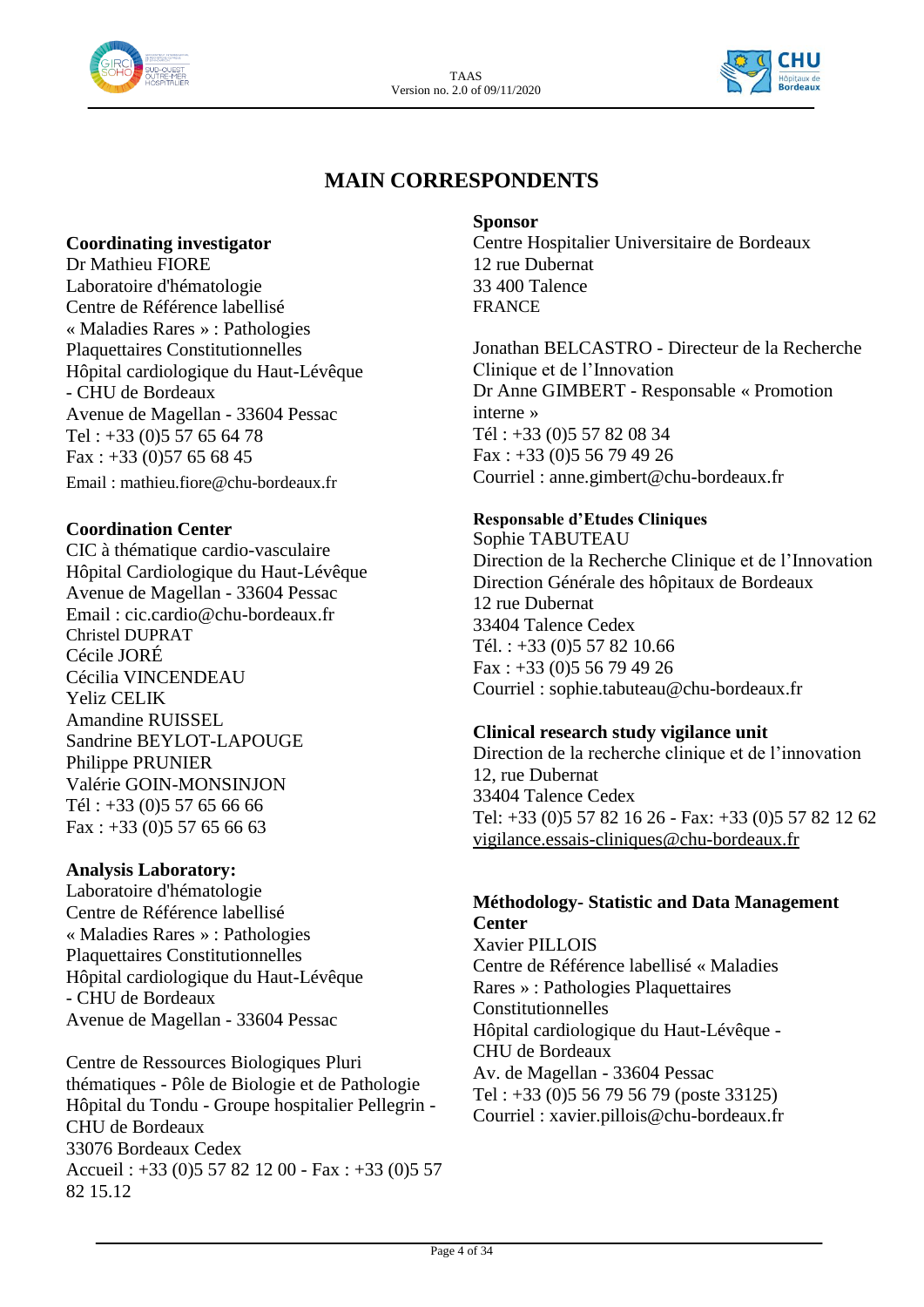# MAIN CORRESPONDENTS

**Coordinating investigator**
Dr Mathieu FIORE
Laboratoire d'hématologie
Centre de Référence labellisé
« Maladies Rares » : Pathologies
Plaquettaires Constitutionnelles
Hôpital cardiologique du Haut-Lévêque
- CHU de Bordeaux
Avenue de Magellan - 33604 Pessac
Tel : +33 (0)5 57 65 64 78
Fax : +33 (0)57 65 68 45
Email : mathieu.fiore@chu-bordeaux.fr

**Coordination Center**
CIC à thématique cardio-vasculaire
Hôpital Cardiologique du Haut-Lévêque
Avenue de Magellan - 33604 Pessac
Email : cic.cardio@chu-bordeaux.fr
Christel DUPRAT
Cécile JORÉ
Cécilia VINCENDEAU
Yeliz CELIK
Amandine RUISSEL
Sandrine BEYLOT-LAPOUGE
Philippe PRUNIER
Valérie GOIN-MONSINJON
Tél : +33 (0)5 57 65 66 66
Fax : +33 (0)5 57 65 66 63

**Analysis Laboratory:**
Laboratoire d'hématologie
Centre de Référence labellisé
« Maladies Rares » : Pathologies
Plaquettaires Constitutionnelles
Hôpital cardiologique du Haut-Lévêque
- CHU de Bordeaux
Avenue de Magellan - 33604 Pessac

Centre de Ressources Biologiques Pluri
thématiques - Pôle de Biologie et de Pathologie
Hôpital du Tondu - Groupe hospitalier Pellegrin -
CHU de Bordeaux
33076 Bordeaux Cedex
Accueil : +33 (0)5 57 82 12 00 - Fax : +33 (0)5 57
82 15.12

**Sponsor**
Centre Hospitalier Universitaire de Bordeaux
12 rue Dubernat
33 400 Talence
FRANCE

Jonathan BELCASTRO - Directeur de la Recherche
Clinique et de l'Innovation
Dr Anne GIMBERT - Responsable « Promotion
interne »
Tél : +33 (0)5 57 82 08 34
Fax : +33 (0)5 56 79 49 26
Courriel : anne.gimbert@chu-bordeaux.fr

**Responsable d'Etudes Cliniques**
Sophie TABUTEAU
Direction de la Recherche Clinique et de l'Innovation
Direction Générale des hôpitaux de Bordeaux
12 rue Dubernat
33404 Talence Cedex
Tél. : +33 (0)5 57 82 10.66
Fax : +33 (0)5 56 79 49 26
Courriel : sophie.tabuteau@chu-bordeaux.fr

**Clinical research study vigilance unit**
Direction de la recherche clinique et de l'innovation
12, rue Dubernat
33404 Talence Cedex
Tel: +33 (0)5 57 82 16 26 - Fax: +33 (0)5 57 82 12 62
vigilance.essais-cliniques@chu-bordeaux.fr

**Méthodology- Statistic and Data Management Center**
Xavier PILLOIS
Centre de Référence labellisé « Maladies
Rares » : Pathologies Plaquettaires
Constitutionnelles
Hôpital cardiologique du Haut-Lévêque -
CHU de Bordeaux
Av. de Magellan - 33604 Pessac
Tel : +33 (0)5 56 79 56 79 (poste 33125)
Courriel : xavier.pillois@chu-bordeaux.fr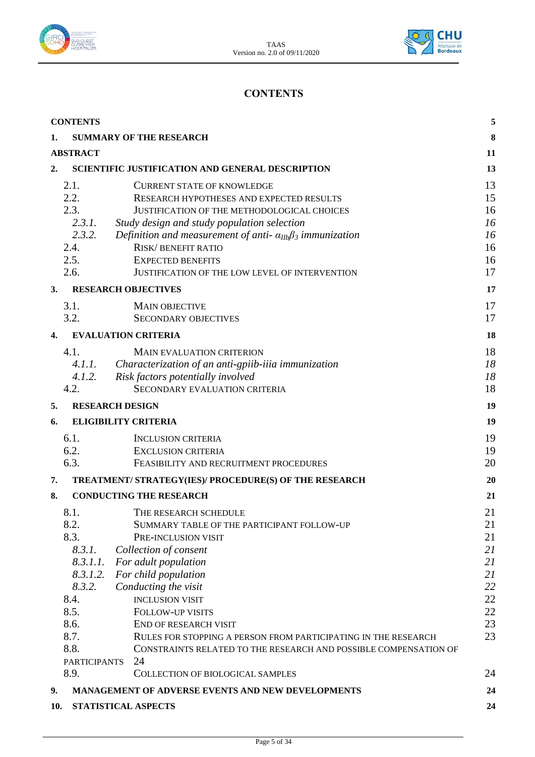# CONTENTS

| | |
|---|---|
| **CONTENTS** | **5** |
| **1. SUMMARY OF THE RESEARCH** | **8** |
| **ABSTRACT** | **11** |
| **2. SCIENTIFIC JUSTIFICATION AND GENERAL DESCRIPTION** | **13** |
| 2.1. CURRENT STATE OF KNOWLEDGE | 13 |
| 2.2. RESEARCH HYPOTHESES AND EXPECTED RESULTS | 15 |
| 2.3. JUSTIFICATION OF THE METHODOLOGICAL CHOICES | 16 |
| *2.3.1. Study design and study population selection* | *16* |
| *2.3.2. Definition and measurement of anti- $\alpha_{IIb}\beta_3$ immunization* | *16* |
| 2.4. RISK/ BENEFIT RATIO | 16 |
| 2.5. EXPECTED BENEFITS | 16 |
| 2.6. JUSTIFICATION OF THE LOW LEVEL OF INTERVENTION | 17 |
| **3. RESEARCH OBJECTIVES** | **17** |
| 3.1. MAIN OBJECTIVE | 17 |
| 3.2. SECONDARY OBJECTIVES | 17 |
| **4. EVALUATION CRITERIA** | **18** |
| 4.1. MAIN EVALUATION CRITERION | 18 |
| *4.1.1. Characterization of an anti-gpiib-iiia immunization* | *18* |
| *4.1.2. Risk factors potentially involved* | *18* |
| 4.2. SECONDARY EVALUATION CRITERIA | 18 |
| **5. RESEARCH DESIGN** | **19** |
| **6. ELIGIBILITY CRITERIA** | **19** |
| 6.1. INCLUSION CRITERIA | 19 |
| 6.2. EXCLUSION CRITERIA | 19 |
| 6.3. FEASIBILITY AND RECRUITMENT PROCEDURES | 20 |
| **7. TREATMENT/ STRATEGY(IES)/ PROCEDURE(S) OF THE RESEARCH** | **20** |
| **8. CONDUCTING THE RESEARCH** | **21** |
| 8.1. THE RESEARCH SCHEDULE | 21 |
| 8.2. SUMMARY TABLE OF THE PARTICIPANT FOLLOW-UP | 21 |
| 8.3. PRE-INCLUSION VISIT | 21 |
| *8.3.1. Collection of consent* | *21* |
| *8.3.1.1. For adult population* | *21* |
| *8.3.1.2. For child population* | *21* |
| *8.3.2. Conducting the visit* | *22* |
| 8.4. INCLUSION VISIT | 22 |
| 8.5. FOLLOW-UP VISITS | 22 |
| 8.6. END OF RESEARCH VISIT | 23 |
| 8.7. RULES FOR STOPPING A PERSON FROM PARTICIPATING IN THE RESEARCH | 23 |
| 8.8. CONSTRAINTS RELATED TO THE RESEARCH AND POSSIBLE COMPENSATION OF PARTICIPANTS | 24 |
| 8.9. COLLECTION OF BIOLOGICAL SAMPLES | 24 |
| **9. MANAGEMENT OF ADVERSE EVENTS AND NEW DEVELOPMENTS** | **24** |
| **10. STATISTICAL ASPECTS** | **24** |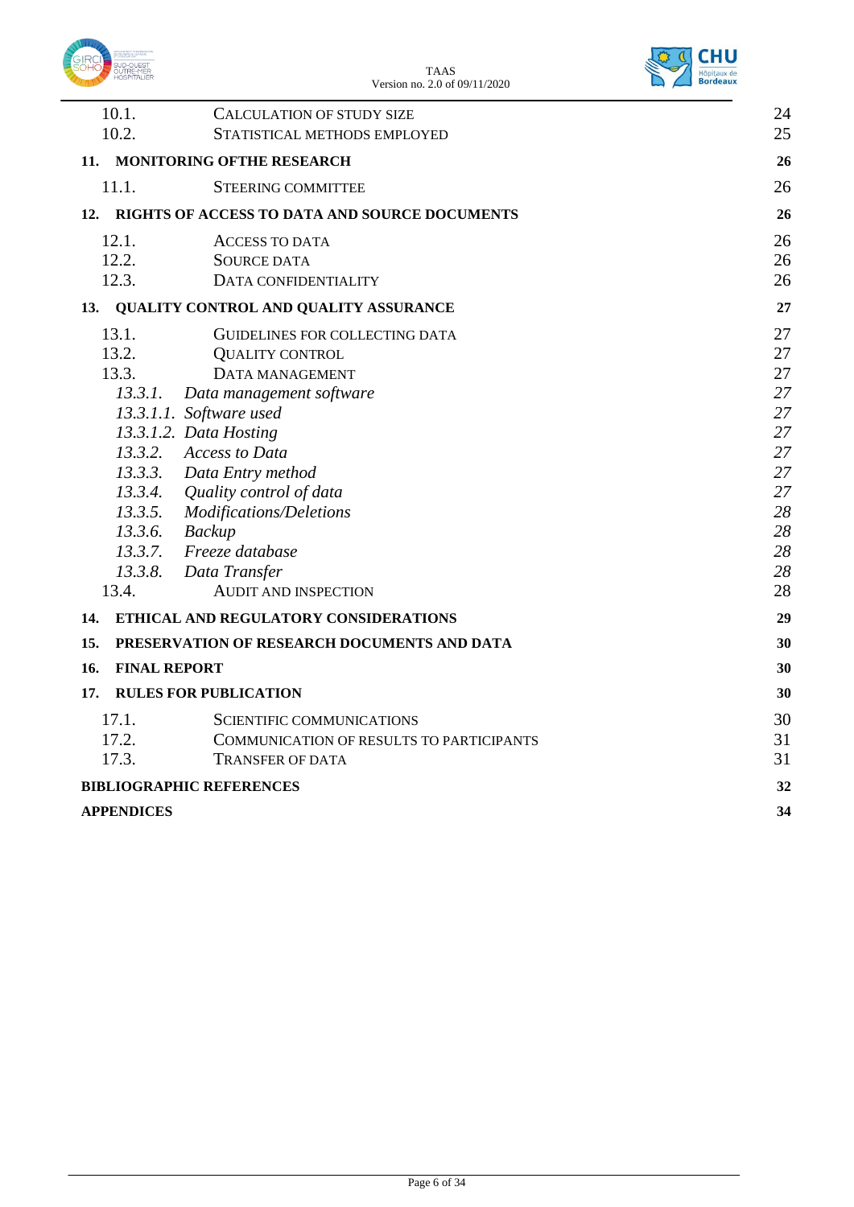10.1. CALCULATION OF STUDY SIZE 24
10.2. STATISTICAL METHODS EMPLOYED 25

**11. MONITORING OFTHE RESEARCH 26**

11.1. STEERING COMMITTEE 26

**12. RIGHTS OF ACCESS TO DATA AND SOURCE DOCUMENTS 26**

12.1. ACCESS TO DATA 26
12.2. SOURCE DATA 26
12.3. DATA CONFIDENTIALITY 26

**13. QUALITY CONTROL AND QUALITY ASSURANCE 27**

13.1. GUIDELINES FOR COLLECTING DATA 27
13.2. QUALITY CONTROL 27
13.3. DATA MANAGEMENT 27
*13.3.1. Data management software 27*
*13.3.1.1. Software used 27*
*13.3.1.2. Data Hosting 27*
*13.3.2. Access to Data 27*
*13.3.3. Data Entry method 27*
*13.3.4. Quality control of data 27*
*13.3.5. Modifications/Deletions 28*
*13.3.6. Backup 28*
*13.3.7. Freeze database 28*
*13.3.8. Data Transfer 28*
13.4. AUDIT AND INSPECTION 28

**14. ETHICAL AND REGULATORY CONSIDERATIONS 29**

**15. PRESERVATION OF RESEARCH DOCUMENTS AND DATA 30**

**16. FINAL REPORT 30**

**17. RULES FOR PUBLICATION 30**

17.1. SCIENTIFIC COMMUNICATIONS 30
17.2. COMMUNICATION OF RESULTS TO PARTICIPANTS 31
17.3. TRANSFER OF DATA 31

**BIBLIOGRAPHIC REFERENCES 32**

**APPENDICES 34**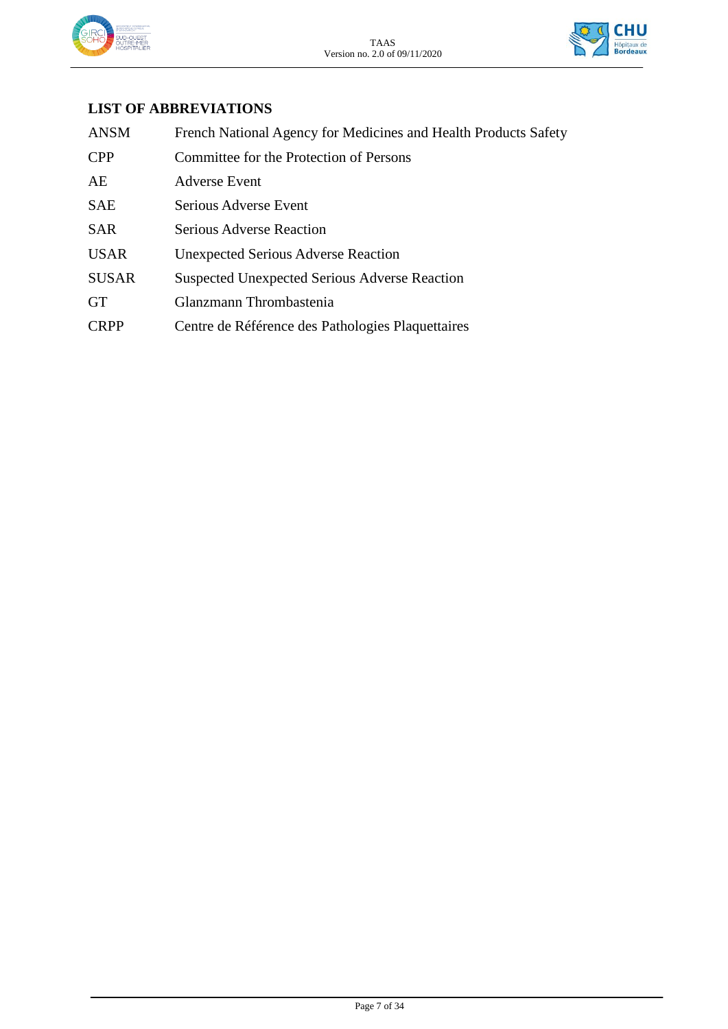## LIST OF ABBREVIATIONS

| | |
|---|---|
| ANSM | French National Agency for Medicines and Health Products Safety |
| CPP | Committee for the Protection of Persons |
| AE | Adverse Event |
| SAE | Serious Adverse Event |
| SAR | Serious Adverse Reaction |
| USAR | Unexpected Serious Adverse Reaction |
| SUSAR | Suspected Unexpected Serious Adverse Reaction |
| GT | Glanzmann Thrombastenia |
| CRPP | Centre de Référence des Pathologies Plaquettaires |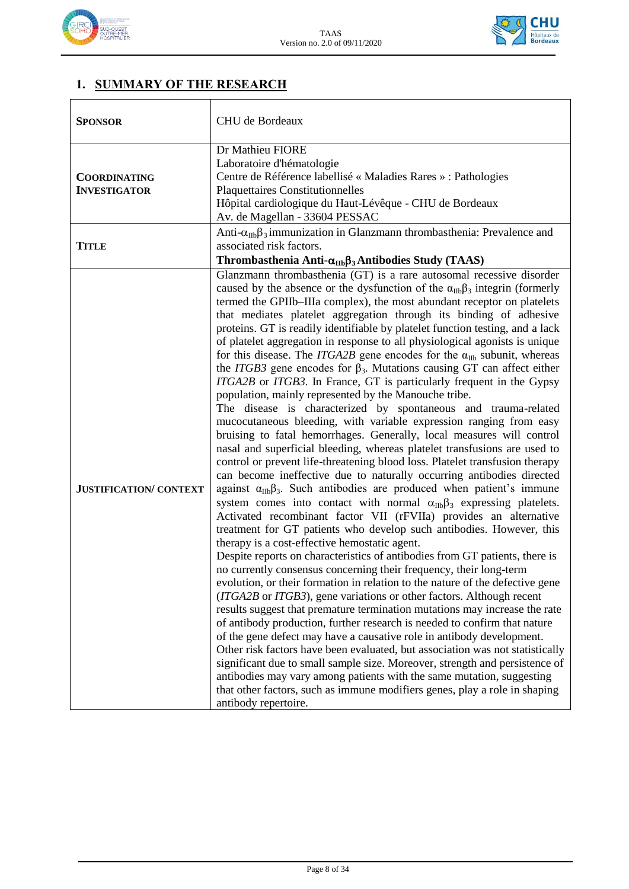## 1. SUMMARY OF THE RESEARCH

| | |
|---|---|
| **SPONSOR** | CHU de Bordeaux |
| **COORDINATING INVESTIGATOR** | Dr Mathieu FIORE<br>Laboratoire d'hématologie<br>Centre de Référence labellisé « Maladies Rares » : Pathologies Plaquettaires Constitutionnelles<br>Hôpital cardiologique du Haut-Lévêque - CHU de Bordeaux<br>Av. de Magellan - 33604 PESSAC |
| **TITLE** | Anti-$\alpha_{IIb}\beta_3$ immunization in Glanzmann thrombasthenia: Prevalence and associated risk factors.<br>**Thrombasthenia Anti-$\alpha_{IIb}\beta_3$ Antibodies Study (TAAS)** |
| **JUSTIFICATION/ CONTEXT** | Glanzmann thrombasthenia (GT) is a rare autosomal recessive disorder caused by the absence or the dysfunction of the $\alpha_{IIb}\beta_3$ integrin (formerly termed the GPIIb–IIIa complex), the most abundant receptor on platelets that mediates platelet aggregation through its binding of adhesive proteins. GT is readily identifiable by platelet function testing, and a lack of platelet aggregation in response to all physiological agonists is unique for this disease. The *ITGA2B* gene encodes for the $\alpha_{IIb}$ subunit, whereas the *ITGB3* gene encodes for $\beta_3$. Mutations causing GT can affect either *ITGA2B* or *ITGB3*. In France, GT is particularly frequent in the Gypsy population, mainly represented by the Manouche tribe.<br>The disease is characterized by spontaneous and trauma-related mucocutaneous bleeding, with variable expression ranging from easy bruising to fatal hemorrhages. Generally, local measures will control nasal and superficial bleeding, whereas platelet transfusions are used to control or prevent life-threatening blood loss. Platelet transfusion therapy can become ineffective due to naturally occurring antibodies directed against $\alpha_{IIb}\beta_3$. Such antibodies are produced when patient's immune system comes into contact with normal $\alpha_{IIb}\beta_3$ expressing platelets. Activated recombinant factor VII (rFVIIa) provides an alternative treatment for GT patients who develop such antibodies. However, this therapy is a cost-effective hemostatic agent.<br>Despite reports on characteristics of antibodies from GT patients, there is no currently consensus concerning their frequency, their long-term evolution, or their formation in relation to the nature of the defective gene (*ITGA2B* or *ITGB3*), gene variations or other factors. Although recent results suggest that premature termination mutations may increase the rate of antibody production, further research is needed to confirm that nature of the gene defect may have a causative role in antibody development. Other risk factors have been evaluated, but association was not statistically significant due to small sample size. Moreover, strength and persistence of antibodies may vary among patients with the same mutation, suggesting that other factors, such as immune modifiers genes, play a role in shaping antibody repertoire. |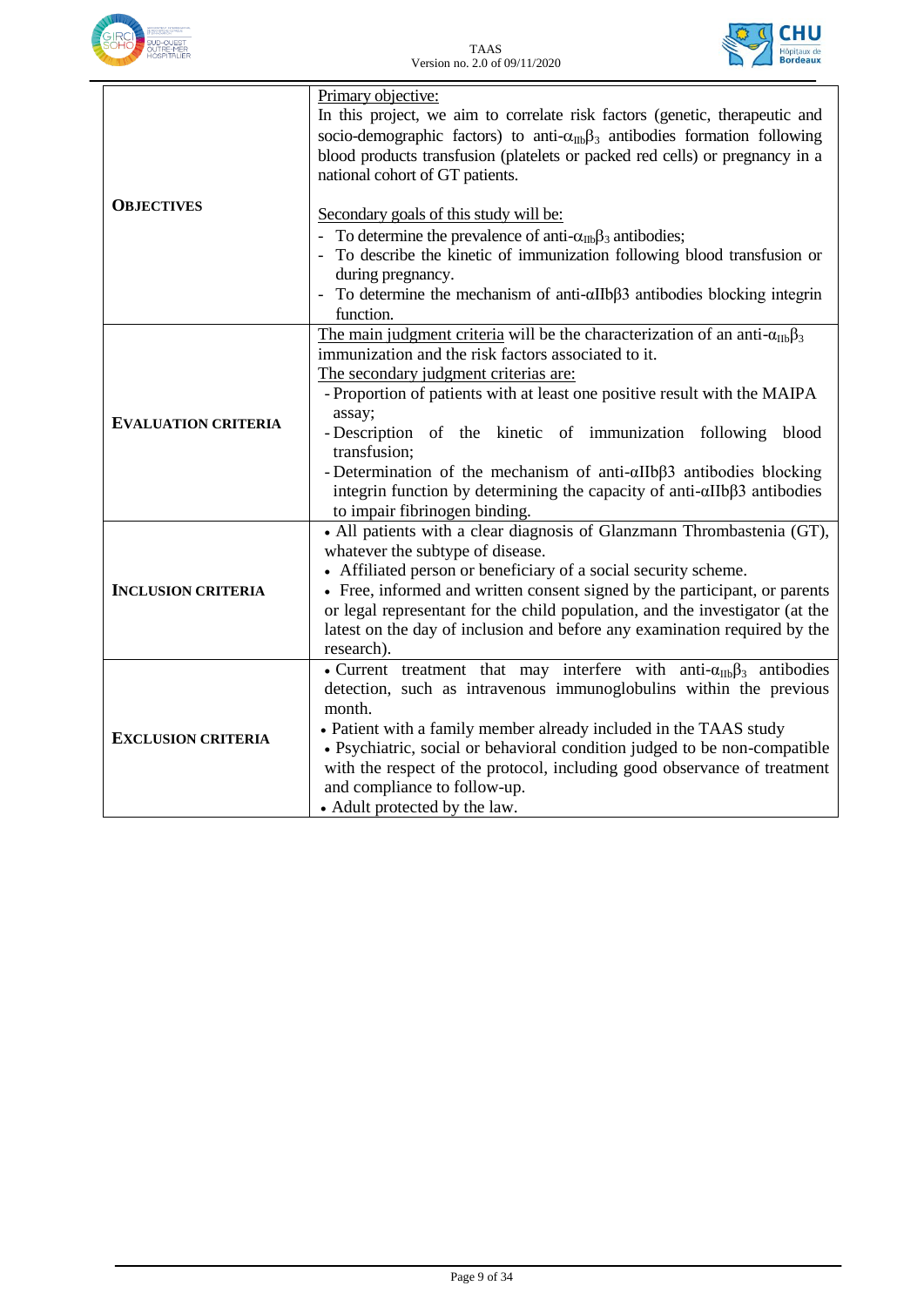| | |
|---|---|
| **OBJECTIVES** | Primary objective:<br>In this project, we aim to correlate risk factors (genetic, therapeutic and socio-demographic factors) to anti-$\alpha_{IIb}\beta_3$ antibodies formation following blood products transfusion (platelets or packed red cells) or pregnancy in a national cohort of GT patients.<br><br>Secondary goals of this study will be:<br>- To determine the prevalence of anti-$\alpha_{IIb}\beta_3$ antibodies;<br>- To describe the kinetic of immunization following blood transfusion or during pregnancy.<br>- To determine the mechanism of anti-αIIbβ3 antibodies blocking integrin function. |
| **EVALUATION CRITERIA** | The main judgment criteria will be the characterization of an anti-$\alpha_{IIb}\beta_3$ immunization and the risk factors associated to it.<br>The secondary judgment criterias are:<br>- Proportion of patients with at least one positive result with the MAIPA assay;<br>- Description of the kinetic of immunization following blood transfusion;<br>- Determination of the mechanism of anti-αIIbβ3 antibodies blocking integrin function by determining the capacity of anti-αIIbβ3 antibodies to impair fibrinogen binding. |
| **INCLUSION CRITERIA** | • All patients with a clear diagnosis of Glanzmann Thrombastenia (GT), whatever the subtype of disease.<br>• Affiliated person or beneficiary of a social security scheme.<br>• Free, informed and written consent signed by the participant, or parents or legal representant for the child population, and the investigator (at the latest on the day of inclusion and before any examination required by the research). |
| **EXCLUSION CRITERIA** | • Current treatment that may interfere with anti-$\alpha_{IIb}\beta_3$ antibodies detection, such as intravenous immunoglobulins within the previous month.<br>• Patient with a family member already included in the TAAS study<br>• Psychiatric, social or behavioral condition judged to be non-compatible with the respect of the protocol, including good observance of treatment and compliance to follow-up.<br>• Adult protected by the law. |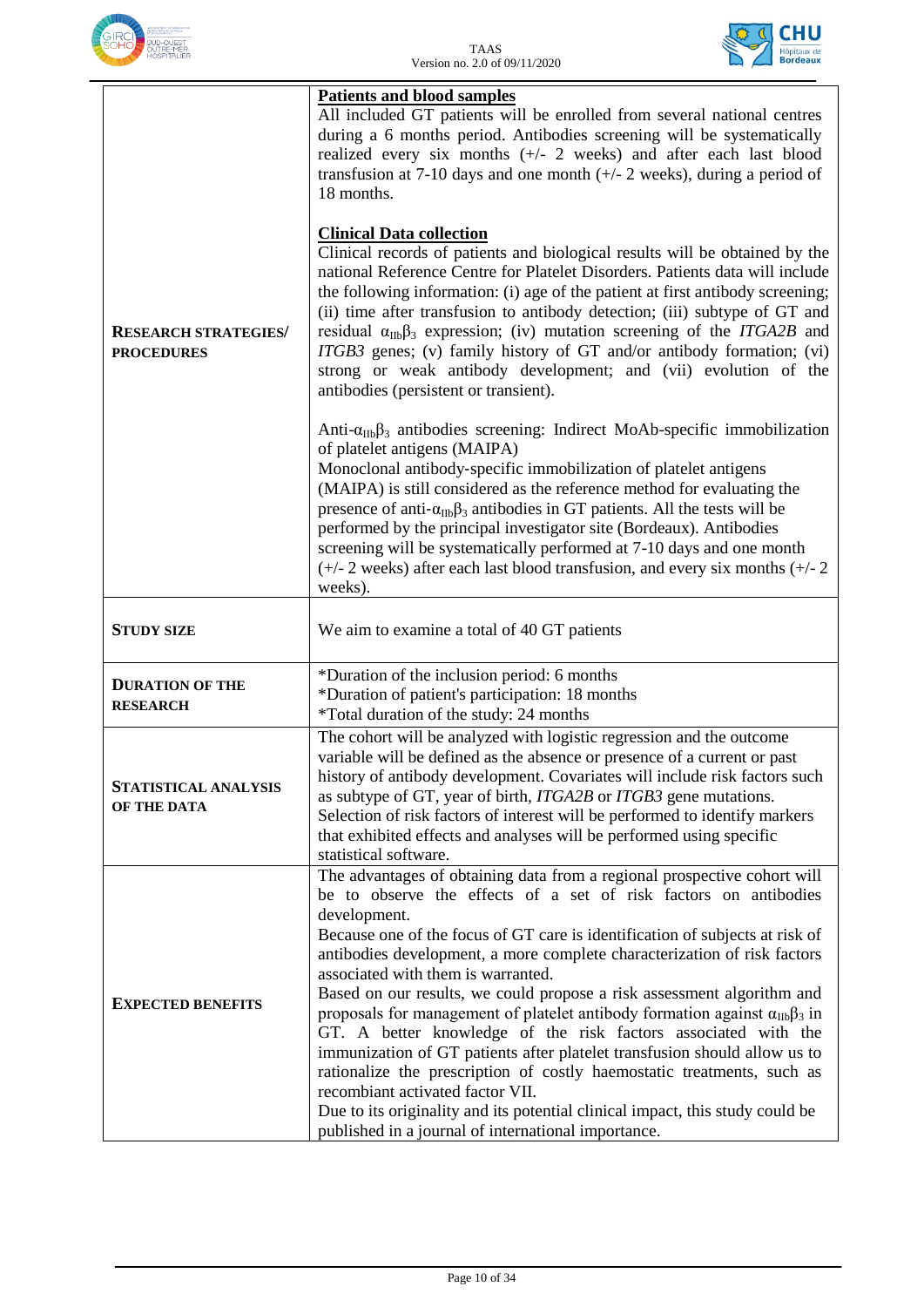| | |
|---|---|
| **RESEARCH STRATEGIES/ PROCEDURES** | **Patients and blood samples**<br>All included GT patients will be enrolled from several national centres during a 6 months period. Antibodies screening will be systematically realized every six months (+/- 2 weeks) and after each last blood transfusion at 7-10 days and one month (+/- 2 weeks), during a period of 18 months.<br><br>**Clinical Data collection**<br>Clinical records of patients and biological results will be obtained by the national Reference Centre for Platelet Disorders. Patients data will include the following information: (i) age of the patient at first antibody screening; (ii) time after transfusion to antibody detection; (iii) subtype of GT and residual $\alpha_{IIb}\beta_3$ expression; (iv) mutation screening of the *ITGA2B* and *ITGB3* genes; (v) family history of GT and/or antibody formation; (vi) strong or weak antibody development; and (vii) evolution of the antibodies (persistent or transient).<br><br>Anti-$\alpha_{IIb}\beta_3$ antibodies screening: Indirect MoAb-specific immobilization of platelet antigens (MAIPA)<br>Monoclonal antibody-specific immobilization of platelet antigens (MAIPA) is still considered as the reference method for evaluating the presence of anti-$\alpha_{IIb}\beta_3$ antibodies in GT patients. All the tests will be performed by the principal investigator site (Bordeaux). Antibodies screening will be systematically performed at 7-10 days and one month (+/- 2 weeks) after each last blood transfusion, and every six months (+/- 2 weeks). |
| **STUDY SIZE** | We aim to examine a total of 40 GT patients |
| **DURATION OF THE RESEARCH** | *Duration of the inclusion period: 6 months<br>*Duration of patient's participation: 18 months<br>*Total duration of the study: 24 months |
| **STATISTICAL ANALYSIS OF THE DATA** | The cohort will be analyzed with logistic regression and the outcome variable will be defined as the absence or presence of a current or past history of antibody development. Covariates will include risk factors such as subtype of GT, year of birth, *ITGA2B* or *ITGB3* gene mutations. Selection of risk factors of interest will be performed to identify markers that exhibited effects and analyses will be performed using specific statistical software. |
| **EXPECTED BENEFITS** | The advantages of obtaining data from a regional prospective cohort will be to observe the effects of a set of risk factors on antibodies development.<br>Because one of the focus of GT care is identification of subjects at risk of antibodies development, a more complete characterization of risk factors associated with them is warranted.<br>Based on our results, we could propose a risk assessment algorithm and proposals for management of platelet antibody formation against $\alpha_{IIb}\beta_3$ in GT. A better knowledge of the risk factors associated with the immunization of GT patients after platelet transfusion should allow us to rationalize the prescription of costly haemostatic treatments, such as recombiant activated factor VII.<br>Due to its originality and its potential clinical impact, this study could be published in a journal of international importance. |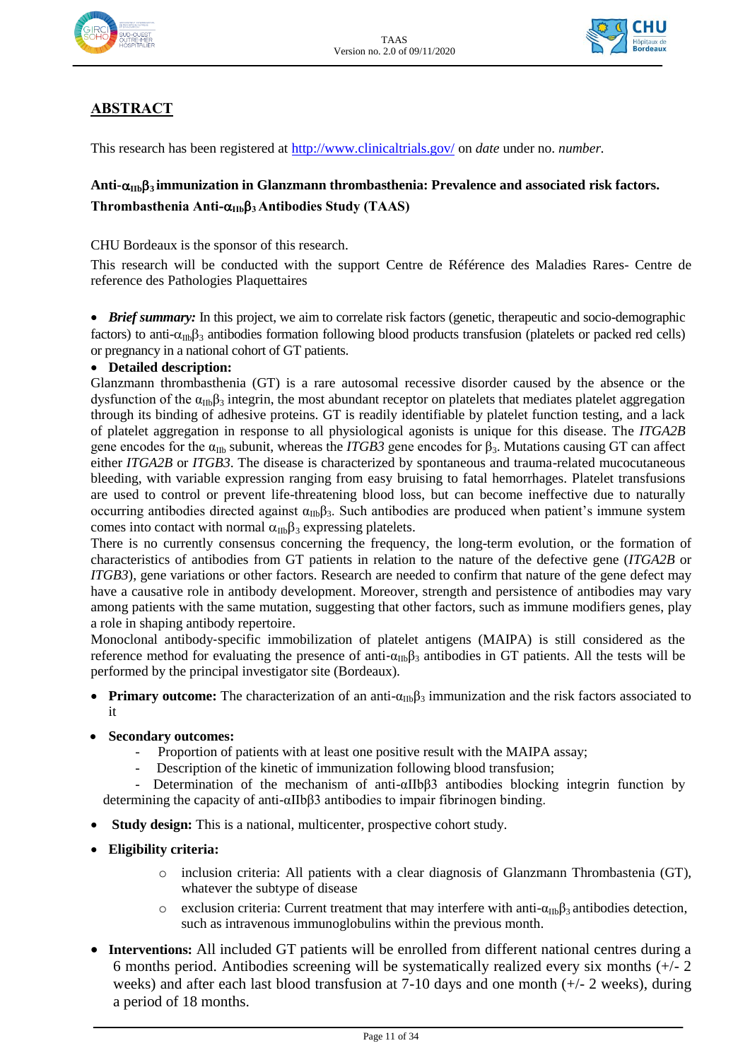## ABSTRACT

This research has been registered at http://www.clinicaltrials.gov/ on *date* under no. *number.*

**Anti-$\alpha_{IIb}\beta_3$ immunization in Glanzmann thrombasthenia: Prevalence and associated risk factors. Thrombasthenia Anti-$\alpha_{IIb}\beta_3$ Antibodies Study (TAAS)**

CHU Bordeaux is the sponsor of this research.

This research will be conducted with the support Centre de Référence des Maladies Rares- Centre de reference des Pathologies Plaquettaires

- ***Brief summary:*** In this project, we aim to correlate risk factors (genetic, therapeutic and socio-demographic factors) to anti-$\alpha_{IIb}\beta_3$ antibodies formation following blood products transfusion (platelets or packed red cells) or pregnancy in a national cohort of GT patients.
- **Detailed description:**

Glanzmann thrombasthenia (GT) is a rare autosomal recessive disorder caused by the absence or the dysfunction of the $\alpha_{IIb}\beta_3$ integrin, the most abundant receptor on platelets that mediates platelet aggregation through its binding of adhesive proteins. GT is readily identifiable by platelet function testing, and a lack of platelet aggregation in response to all physiological agonists is unique for this disease. The *ITGA2B* gene encodes for the $\alpha_{IIb}$ subunit, whereas the *ITGB3* gene encodes for $\beta_3$. Mutations causing GT can affect either *ITGA2B* or *ITGB3*. The disease is characterized by spontaneous and trauma-related mucocutaneous bleeding, with variable expression ranging from easy bruising to fatal hemorrhages. Platelet transfusions are used to control or prevent life-threatening blood loss, but can become ineffective due to naturally occurring antibodies directed against $\alpha_{IIb}\beta_3$. Such antibodies are produced when patient's immune system comes into contact with normal $\alpha_{IIb}\beta_3$ expressing platelets.

There is no currently consensus concerning the frequency, the long-term evolution, or the formation of characteristics of antibodies from GT patients in relation to the nature of the defective gene (*ITGA2B* or *ITGB3*), gene variations or other factors. Research are needed to confirm that nature of the gene defect may have a causative role in antibody development. Moreover, strength and persistence of antibodies may vary among patients with the same mutation, suggesting that other factors, such as immune modifiers genes, play a role in shaping antibody repertoire.

Monoclonal antibody-specific immobilization of platelet antigens (MAIPA) is still considered as the reference method for evaluating the presence of anti-$\alpha_{IIb}\beta_3$ antibodies in GT patients. All the tests will be performed by the principal investigator site (Bordeaux).

- **Primary outcome:** The characterization of an anti-$\alpha_{IIb}\beta_3$ immunization and the risk factors associated to it
- **Secondary outcomes:**
  - Proportion of patients with at least one positive result with the MAIPA assay;
  - Description of the kinetic of immunization following blood transfusion;
  - Determination of the mechanism of anti-αIIbβ3 antibodies blocking integrin function by determining the capacity of anti-αIIbβ3 antibodies to impair fibrinogen binding.
- **Study design:** This is a national, multicenter, prospective cohort study.
- **Eligibility criteria:**
  - inclusion criteria: All patients with a clear diagnosis of Glanzmann Thrombastenia (GT), whatever the subtype of disease
  - exclusion criteria: Current treatment that may interfere with anti-$\alpha_{IIb}\beta_3$ antibodies detection, such as intravenous immunoglobulins within the previous month.
- **Interventions:** All included GT patients will be enrolled from different national centres during a 6 months period. Antibodies screening will be systematically realized every six months (+/- 2 weeks) and after each last blood transfusion at 7-10 days and one month (+/- 2 weeks), during a period of 18 months.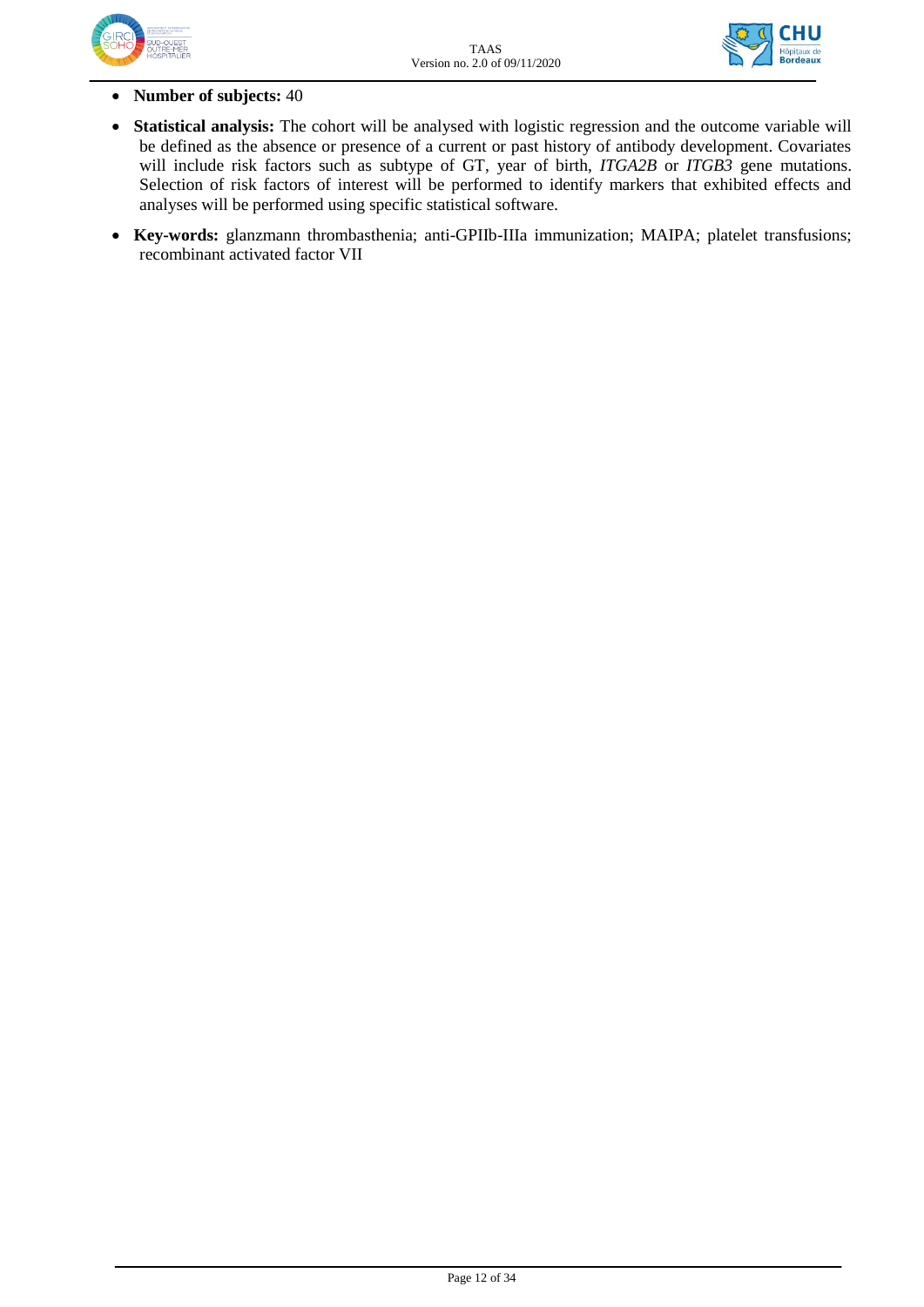- **Number of subjects:** 40
- **Statistical analysis:** The cohort will be analysed with logistic regression and the outcome variable will be defined as the absence or presence of a current or past history of antibody development. Covariates will include risk factors such as subtype of GT, year of birth, *ITGA2B* or *ITGB3* gene mutations. Selection of risk factors of interest will be performed to identify markers that exhibited effects and analyses will be performed using specific statistical software.
- **Key-words:** glanzmann thrombasthenia; anti-GPIIb-IIIa immunization; MAIPA; platelet transfusions; recombinant activated factor VII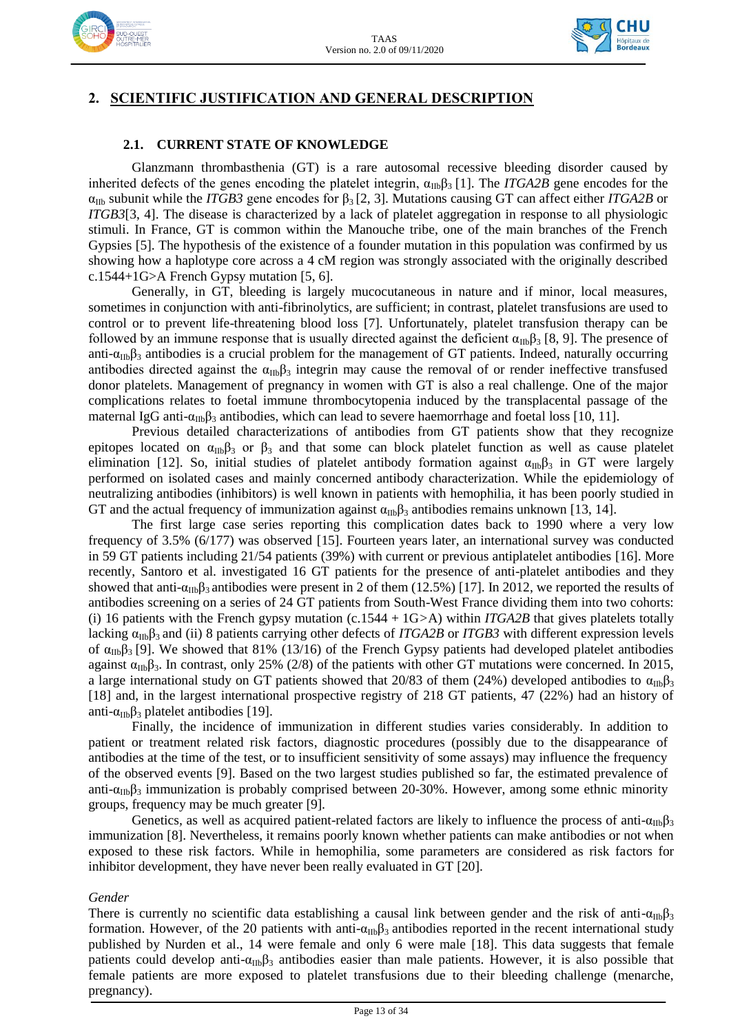## 2. SCIENTIFIC JUSTIFICATION AND GENERAL DESCRIPTION

### 2.1. CURRENT STATE OF KNOWLEDGE

Glanzmann thrombasthenia (GT) is a rare autosomal recessive bleeding disorder caused by inherited defects of the genes encoding the platelet integrin, $\alpha_{IIb}\beta_3$ [1]. The *ITGA2B* gene encodes for the $\alpha_{IIb}$ subunit while the *ITGB3* gene encodes for $\beta_3$ [2, 3]. Mutations causing GT can affect either *ITGA2B* or *ITGB3*[3, 4]. The disease is characterized by a lack of platelet aggregation in response to all physiologic stimuli. In France, GT is common within the Manouche tribe, one of the main branches of the French Gypsies [5]. The hypothesis of the existence of a founder mutation in this population was confirmed by us showing how a haplotype core across a 4 cM region was strongly associated with the originally described c.1544+1G>A French Gypsy mutation [5, 6].

Generally, in GT, bleeding is largely mucocutaneous in nature and if minor, local measures, sometimes in conjunction with anti-fibrinolytics, are sufficient; in contrast, platelet transfusions are used to control or to prevent life-threatening blood loss [7]. Unfortunately, platelet transfusion therapy can be followed by an immune response that is usually directed against the deficient $\alpha_{IIb}\beta_3$ [8, 9]. The presence of anti-$\alpha_{IIb}\beta_3$ antibodies is a crucial problem for the management of GT patients. Indeed, naturally occurring antibodies directed against the $\alpha_{IIb}\beta_3$ integrin may cause the removal of or render ineffective transfused donor platelets. Management of pregnancy in women with GT is also a real challenge. One of the major complications relates to foetal immune thrombocytopenia induced by the transplacental passage of the maternal IgG anti-$\alpha_{IIb}\beta_3$ antibodies, which can lead to severe haemorrhage and foetal loss [10, 11].

Previous detailed characterizations of antibodies from GT patients show that they recognize epitopes located on $\alpha_{IIb}\beta_3$ or $\beta_3$ and that some can block platelet function as well as cause platelet elimination [12]. So, initial studies of platelet antibody formation against $\alpha_{IIb}\beta_3$ in GT were largely performed on isolated cases and mainly concerned antibody characterization. While the epidemiology of neutralizing antibodies (inhibitors) is well known in patients with hemophilia, it has been poorly studied in GT and the actual frequency of immunization against $\alpha_{IIb}\beta_3$ antibodies remains unknown [13, 14].

The first large case series reporting this complication dates back to 1990 where a very low frequency of 3.5% (6/177) was observed [15]. Fourteen years later, an international survey was conducted in 59 GT patients including 21/54 patients (39%) with current or previous antiplatelet antibodies [16]. More recently, Santoro et al. investigated 16 GT patients for the presence of anti-platelet antibodies and they showed that anti-$\alpha_{IIb}\beta_3$ antibodies were present in 2 of them (12.5%) [17]. In 2012, we reported the results of antibodies screening on a series of 24 GT patients from South-West France dividing them into two cohorts: (i) 16 patients with the French gypsy mutation (c.1544 + 1G>A) within *ITGA2B* that gives platelets totally lacking $\alpha_{IIb}\beta_3$ and (ii) 8 patients carrying other defects of *ITGA2B* or *ITGB3* with different expression levels of $\alpha_{IIb}\beta_3$ [9]. We showed that 81% (13/16) of the French Gypsy patients had developed platelet antibodies against $\alpha_{IIb}\beta_3$. In contrast, only 25% (2/8) of the patients with other GT mutations were concerned. In 2015, a large international study on GT patients showed that 20/83 of them (24%) developed antibodies to $\alpha_{IIb}\beta_3$ [18] and, in the largest international prospective registry of 218 GT patients, 47 (22%) had an history of anti-$\alpha_{IIb}\beta_3$ platelet antibodies [19].

Finally, the incidence of immunization in different studies varies considerably. In addition to patient or treatment related risk factors, diagnostic procedures (possibly due to the disappearance of antibodies at the time of the test, or to insufficient sensitivity of some assays) may influence the frequency of the observed events [9]. Based on the two largest studies published so far, the estimated prevalence of anti-$\alpha_{IIb}\beta_3$ immunization is probably comprised between 20-30%. However, among some ethnic minority groups, frequency may be much greater [9].

Genetics, as well as acquired patient-related factors are likely to influence the process of anti-$\alpha_{IIb}\beta_3$ immunization [8]. Nevertheless, it remains poorly known whether patients can make antibodies or not when exposed to these risk factors. While in hemophilia, some parameters are considered as risk factors for inhibitor development, they have never been really evaluated in GT [20].

*Gender*

There is currently no scientific data establishing a causal link between gender and the risk of anti-$\alpha_{IIb}\beta_3$ formation. However, of the 20 patients with anti-$\alpha_{IIb}\beta_3$ antibodies reported in the recent international study published by Nurden et al., 14 were female and only 6 were male [18]. This data suggests that female patients could develop anti-$\alpha_{IIb}\beta_3$ antibodies easier than male patients. However, it is also possible that female patients are more exposed to platelet transfusions due to their bleeding challenge (menarche, pregnancy).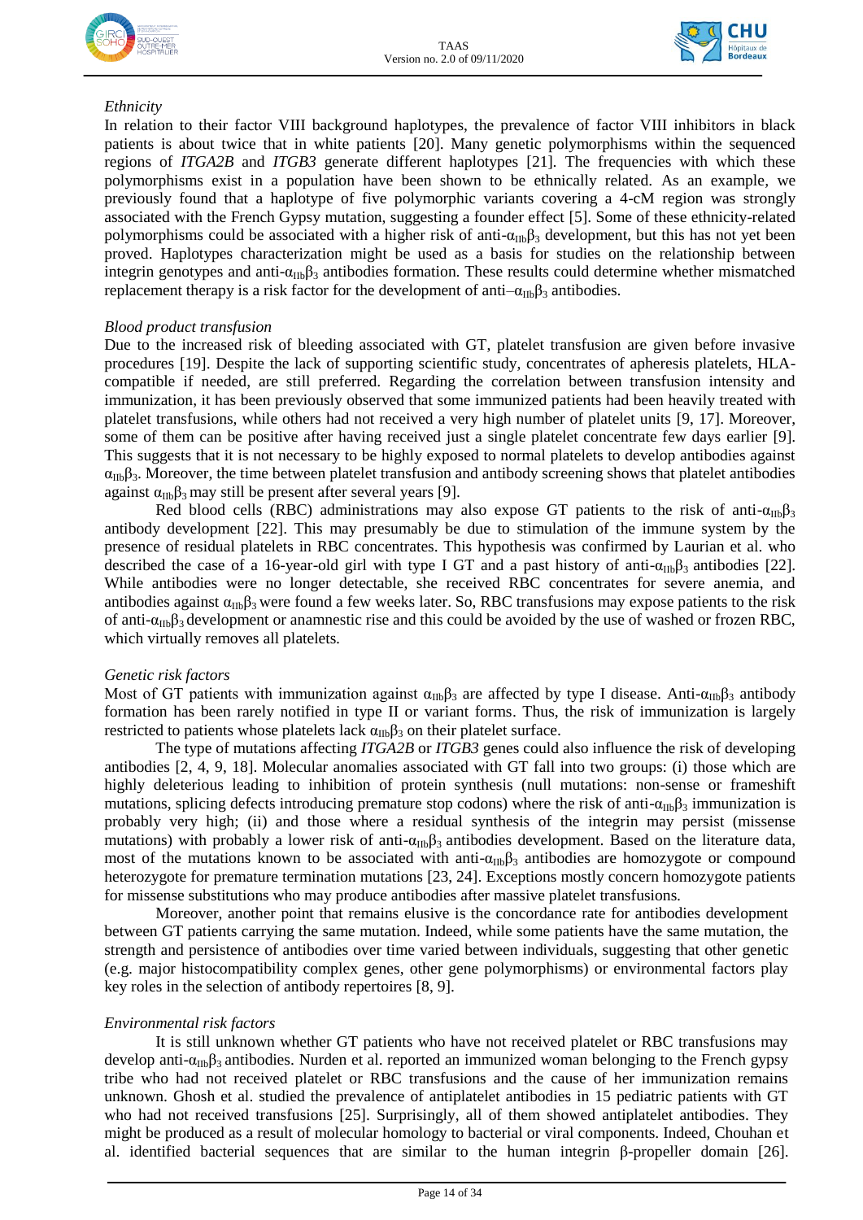*Ethnicity*

In relation to their factor VIII background haplotypes, the prevalence of factor VIII inhibitors in black patients is about twice that in white patients [20]. Many genetic polymorphisms within the sequenced regions of *ITGA2B* and *ITGB3* generate different haplotypes [21]. The frequencies with which these polymorphisms exist in a population have been shown to be ethnically related. As an example, we previously found that a haplotype of five polymorphic variants covering a 4-cM region was strongly associated with the French Gypsy mutation, suggesting a founder effect [5]. Some of these ethnicity-related polymorphisms could be associated with a higher risk of anti-$\alpha_{IIb}\beta_3$ development, but this has not yet been proved. Haplotypes characterization might be used as a basis for studies on the relationship between integrin genotypes and anti-$\alpha_{IIb}\beta_3$ antibodies formation. These results could determine whether mismatched replacement therapy is a risk factor for the development of anti–$\alpha_{IIb}\beta_3$ antibodies.

*Blood product transfusion*

Due to the increased risk of bleeding associated with GT, platelet transfusion are given before invasive procedures [19]. Despite the lack of supporting scientific study, concentrates of apheresis platelets, HLA-compatible if needed, are still preferred. Regarding the correlation between transfusion intensity and immunization, it has been previously observed that some immunized patients had been heavily treated with platelet transfusions, while others had not received a very high number of platelet units [9, 17]. Moreover, some of them can be positive after having received just a single platelet concentrate few days earlier [9]. This suggests that it is not necessary to be highly exposed to normal platelets to develop antibodies against $\alpha_{IIb}\beta_3$. Moreover, the time between platelet transfusion and antibody screening shows that platelet antibodies against $\alpha_{IIb}\beta_3$ may still be present after several years [9].

Red blood cells (RBC) administrations may also expose GT patients to the risk of anti-$\alpha_{IIb}\beta_3$ antibody development [22]. This may presumably be due to stimulation of the immune system by the presence of residual platelets in RBC concentrates. This hypothesis was confirmed by Laurian et al. who described the case of a 16-year-old girl with type I GT and a past history of anti-$\alpha_{IIb}\beta_3$ antibodies [22]. While antibodies were no longer detectable, she received RBC concentrates for severe anemia, and antibodies against $\alpha_{IIb}\beta_3$ were found a few weeks later. So, RBC transfusions may expose patients to the risk of anti-$\alpha_{IIb}\beta_3$ development or anamnestic rise and this could be avoided by the use of washed or frozen RBC, which virtually removes all platelets.

*Genetic risk factors*

Most of GT patients with immunization against $\alpha_{IIb}\beta_3$ are affected by type I disease. Anti-$\alpha_{IIb}\beta_3$ antibody formation has been rarely notified in type II or variant forms. Thus, the risk of immunization is largely restricted to patients whose platelets lack $\alpha_{IIb}\beta_3$ on their platelet surface.

The type of mutations affecting *ITGA2B* or *ITGB3* genes could also influence the risk of developing antibodies [2, 4, 9, 18]. Molecular anomalies associated with GT fall into two groups: (i) those which are highly deleterious leading to inhibition of protein synthesis (null mutations: non-sense or frameshift mutations, splicing defects introducing premature stop codons) where the risk of anti-$\alpha_{IIb}\beta_3$ immunization is probably very high; (ii) and those where a residual synthesis of the integrin may persist (missense mutations) with probably a lower risk of anti-$\alpha_{IIb}\beta_3$ antibodies development. Based on the literature data, most of the mutations known to be associated with anti-$\alpha_{IIb}\beta_3$ antibodies are homozygote or compound heterozygote for premature termination mutations [23, 24]. Exceptions mostly concern homozygote patients for missense substitutions who may produce antibodies after massive platelet transfusions.

Moreover, another point that remains elusive is the concordance rate for antibodies development between GT patients carrying the same mutation. Indeed, while some patients have the same mutation, the strength and persistence of antibodies over time varied between individuals, suggesting that other genetic (e.g. major histocompatibility complex genes, other gene polymorphisms) or environmental factors play key roles in the selection of antibody repertoires [8, 9].

*Environmental risk factors*

It is still unknown whether GT patients who have not received platelet or RBC transfusions may develop anti-$\alpha_{IIb}\beta_3$ antibodies. Nurden et al. reported an immunized woman belonging to the French gypsy tribe who had not received platelet or RBC transfusions and the cause of her immunization remains unknown. Ghosh et al. studied the prevalence of antiplatelet antibodies in 15 pediatric patients with GT who had not received transfusions [25]. Surprisingly, all of them showed antiplatelet antibodies. They might be produced as a result of molecular homology to bacterial or viral components. Indeed, Chouhan et al. identified bacterial sequences that are similar to the human integrin β-propeller domain [26].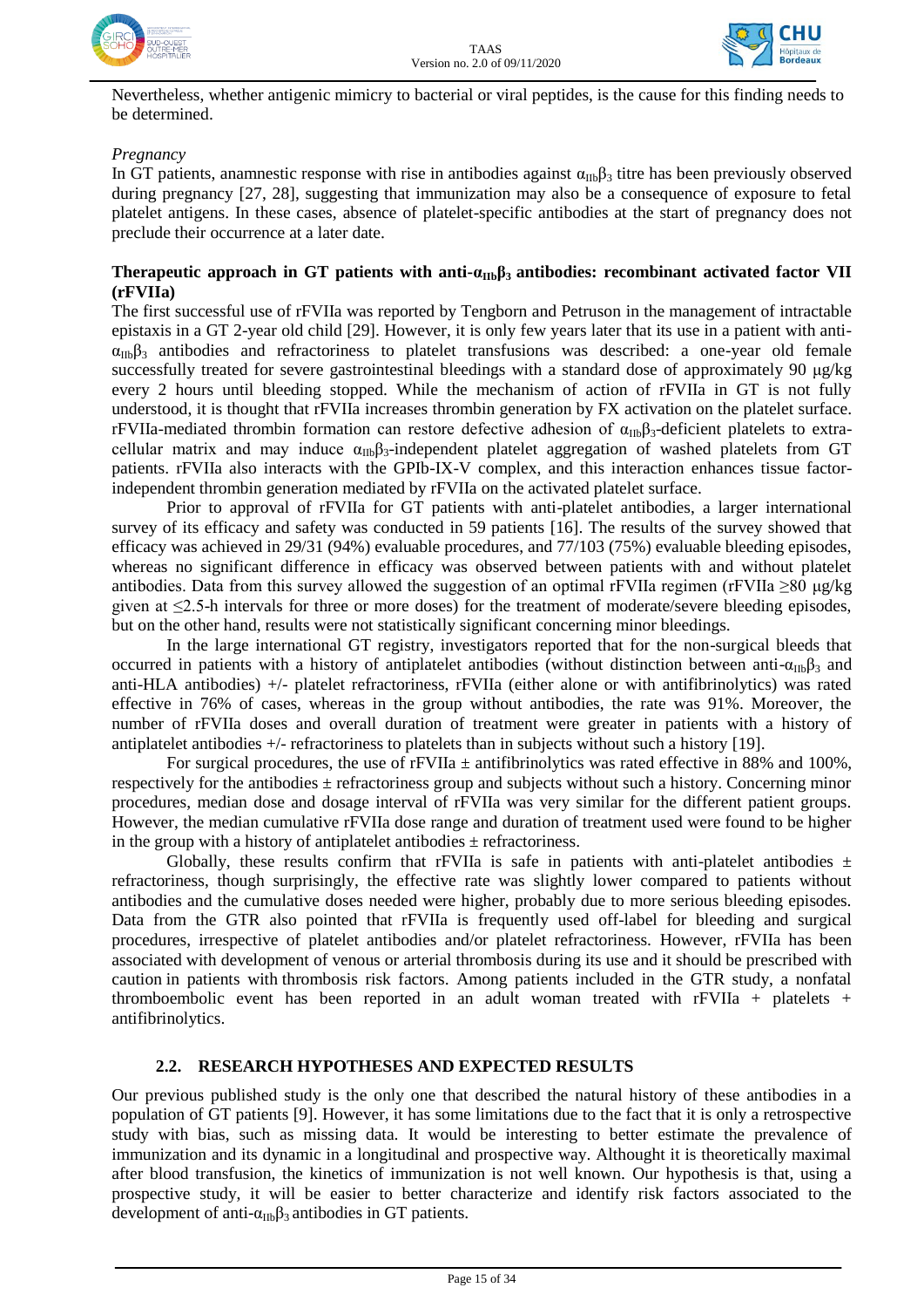Nevertheless, whether antigenic mimicry to bacterial or viral peptides, is the cause for this finding needs to be determined.

*Pregnancy*

In GT patients, anamnestic response with rise in antibodies against $\alpha_{IIb}\beta_3$ titre has been previously observed during pregnancy [27, 28], suggesting that immunization may also be a consequence of exposure to fetal platelet antigens. In these cases, absence of platelet-specific antibodies at the start of pregnancy does not preclude their occurrence at a later date.

**Therapeutic approach in GT patients with anti-$\alpha_{IIb}\beta_3$ antibodies: recombinant activated factor VII (rFVIIa)**

The first successful use of rFVIIa was reported by Tengborn and Petruson in the management of intractable epistaxis in a GT 2-year old child [29]. However, it is only few years later that its use in a patient with anti-$\alpha_{IIb}\beta_3$ antibodies and refractoriness to platelet transfusions was described: a one-year old female successfully treated for severe gastrointestinal bleedings with a standard dose of approximately 90 µg/kg every 2 hours until bleeding stopped. While the mechanism of action of rFVIIa in GT is not fully understood, it is thought that rFVIIa increases thrombin generation by FX activation on the platelet surface. rFVIIa-mediated thrombin formation can restore defective adhesion of $\alpha_{IIb}\beta_3$-deficient platelets to extra-cellular matrix and may induce $\alpha_{IIb}\beta_3$-independent platelet aggregation of washed platelets from GT patients. rFVIIa also interacts with the GPIb-IX-V complex, and this interaction enhances tissue factor-independent thrombin generation mediated by rFVIIa on the activated platelet surface.

Prior to approval of rFVIIa for GT patients with anti-platelet antibodies, a larger international survey of its efficacy and safety was conducted in 59 patients [16]. The results of the survey showed that efficacy was achieved in 29/31 (94%) evaluable procedures, and 77/103 (75%) evaluable bleeding episodes, whereas no significant difference in efficacy was observed between patients with and without platelet antibodies. Data from this survey allowed the suggestion of an optimal rFVIIa regimen (rFVIIa $\geq$80 µg/kg given at $\leq$2.5-h intervals for three or more doses) for the treatment of moderate/severe bleeding episodes, but on the other hand, results were not statistically significant concerning minor bleedings.

In the large international GT registry, investigators reported that for the non-surgical bleeds that occurred in patients with a history of antiplatelet antibodies (without distinction between anti-$\alpha_{IIb}\beta_3$ and anti-HLA antibodies) +/- platelet refractoriness, rFVIIa (either alone or with antifibrinolytics) was rated effective in 76% of cases, whereas in the group without antibodies, the rate was 91%. Moreover, the number of rFVIIa doses and overall duration of treatment were greater in patients with a history of antiplatelet antibodies +/- refractoriness to platelets than in subjects without such a history [19].

For surgical procedures, the use of rFVIIa $\pm$ antifibrinolytics was rated effective in 88% and 100%, respectively for the antibodies $\pm$ refractoriness group and subjects without such a history. Concerning minor procedures, median dose and dosage interval of rFVIIa was very similar for the different patient groups. However, the median cumulative rFVIIa dose range and duration of treatment used were found to be higher in the group with a history of antiplatelet antibodies $\pm$ refractoriness.

Globally, these results confirm that rFVIIa is safe in patients with anti-platelet antibodies $\pm$ refractoriness, though surprisingly, the effective rate was slightly lower compared to patients without antibodies and the cumulative doses needed were higher, probably due to more serious bleeding episodes. Data from the GTR also pointed that rFVIIa is frequently used off-label for bleeding and surgical procedures, irrespective of platelet antibodies and/or platelet refractoriness. However, rFVIIa has been associated with development of venous or arterial thrombosis during its use and it should be prescribed with caution in patients with thrombosis risk factors. Among patients included in the GTR study, a nonfatal thromboembolic event has been reported in an adult woman treated with rFVIIa + platelets + antifibrinolytics.

## 2.2. RESEARCH HYPOTHESES AND EXPECTED RESULTS

Our previous published study is the only one that described the natural history of these antibodies in a population of GT patients [9]. However, it has some limitations due to the fact that it is only a retrospective study with bias, such as missing data. It would be interesting to better estimate the prevalence of immunization and its dynamic in a longitudinal and prospective way. Althought it is theoretically maximal after blood transfusion, the kinetics of immunization is not well known. Our hypothesis is that, using a prospective study, it will be easier to better characterize and identify risk factors associated to the development of anti-$\alpha_{IIb}\beta_3$ antibodies in GT patients.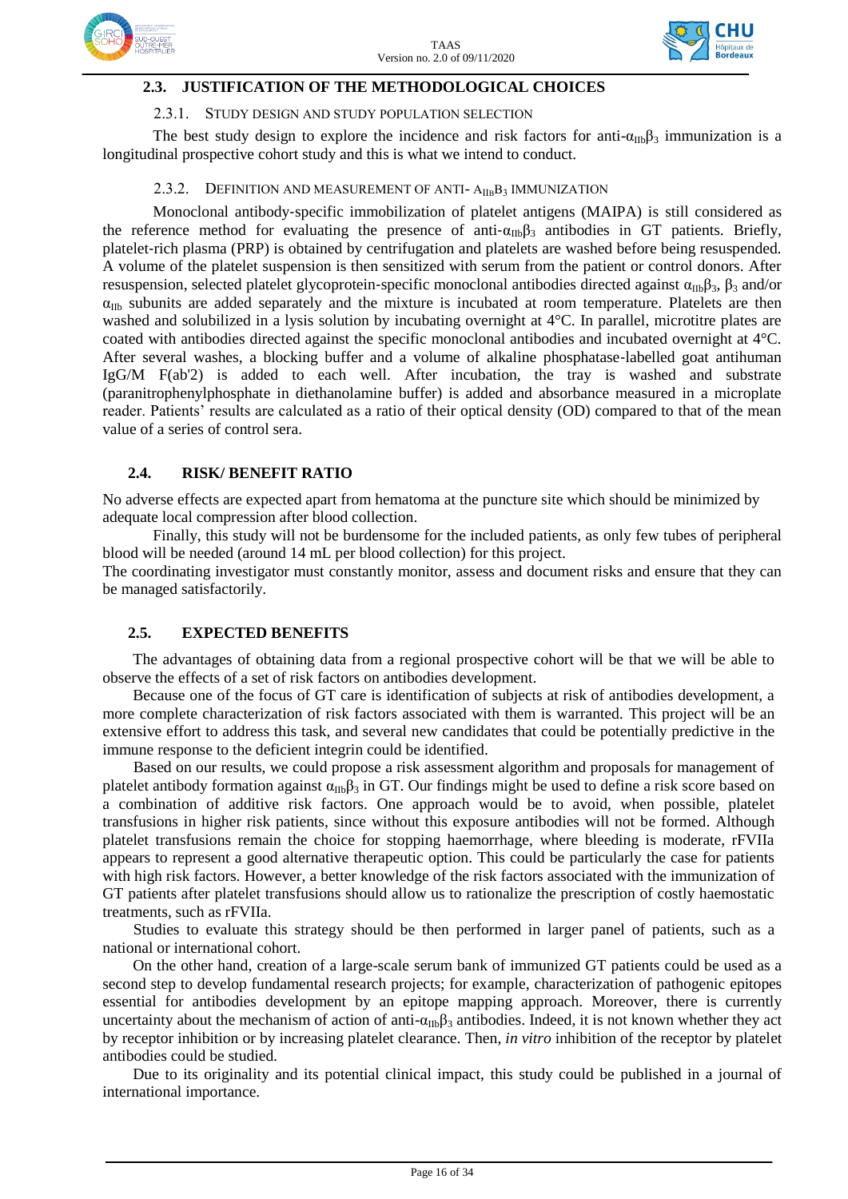## 2.3. JUSTIFICATION OF THE METHODOLOGICAL CHOICES

### 2.3.1. Study design and study population selection

The best study design to explore the incidence and risk factors for anti-$\alpha_{IIb}\beta_3$ immunization is a longitudinal prospective cohort study and this is what we intend to conduct.

### 2.3.2. Definition and measurement of anti- $A_{IIB}B_3$ immunization

Monoclonal antibody-specific immobilization of platelet antigens (MAIPA) is still considered as the reference method for evaluating the presence of anti-$\alpha_{IIb}\beta_3$ antibodies in GT patients. Briefly, platelet-rich plasma (PRP) is obtained by centrifugation and platelets are washed before being resuspended. A volume of the platelet suspension is then sensitized with serum from the patient or control donors. After resuspension, selected platelet glycoprotein-specific monoclonal antibodies directed against $\alpha_{IIb}\beta_3$, $\beta_3$ and/or $\alpha_{IIb}$ subunits are added separately and the mixture is incubated at room temperature. Platelets are then washed and solubilized in a lysis solution by incubating overnight at 4°C. In parallel, microtitre plates are coated with antibodies directed against the specific monoclonal antibodies and incubated overnight at 4°C. After several washes, a blocking buffer and a volume of alkaline phosphatase-labelled goat antihuman IgG/M F(ab'2) is added to each well. After incubation, the tray is washed and substrate (paranitrophenylphosphate in diethanolamine buffer) is added and absorbance measured in a microplate reader. Patients' results are calculated as a ratio of their optical density (OD) compared to that of the mean value of a series of control sera.

## 2.4. RISK/ BENEFIT RATIO

No adverse effects are expected apart from hematoma at the puncture site which should be minimized by adequate local compression after blood collection.

Finally, this study will not be burdensome for the included patients, as only few tubes of peripheral blood will be needed (around 14 mL per blood collection) for this project.

The coordinating investigator must constantly monitor, assess and document risks and ensure that they can be managed satisfactorily.

## 2.5. EXPECTED BENEFITS

The advantages of obtaining data from a regional prospective cohort will be that we will be able to observe the effects of a set of risk factors on antibodies development.

Because one of the focus of GT care is identification of subjects at risk of antibodies development, a more complete characterization of risk factors associated with them is warranted. This project will be an extensive effort to address this task, and several new candidates that could be potentially predictive in the immune response to the deficient integrin could be identified.

Based on our results, we could propose a risk assessment algorithm and proposals for management of platelet antibody formation against $\alpha_{IIb}\beta_3$ in GT. Our findings might be used to define a risk score based on a combination of additive risk factors. One approach would be to avoid, when possible, platelet transfusions in higher risk patients, since without this exposure antibodies will not be formed. Although platelet transfusions remain the choice for stopping haemorrhage, where bleeding is moderate, rFVIIa appears to represent a good alternative therapeutic option. This could be particularly the case for patients with high risk factors. However, a better knowledge of the risk factors associated with the immunization of GT patients after platelet transfusions should allow us to rationalize the prescription of costly haemostatic treatments, such as rFVIIa.

Studies to evaluate this strategy should be then performed in larger panel of patients, such as a national or international cohort.

On the other hand, creation of a large-scale serum bank of immunized GT patients could be used as a second step to develop fundamental research projects; for example, characterization of pathogenic epitopes essential for antibodies development by an epitope mapping approach. Moreover, there is currently uncertainty about the mechanism of action of anti-$\alpha_{IIb}\beta_3$ antibodies. Indeed, it is not known whether they act by receptor inhibition or by increasing platelet clearance. Then, *in vitro* inhibition of the receptor by platelet antibodies could be studied.

Due to its originality and its potential clinical impact, this study could be published in a journal of international importance.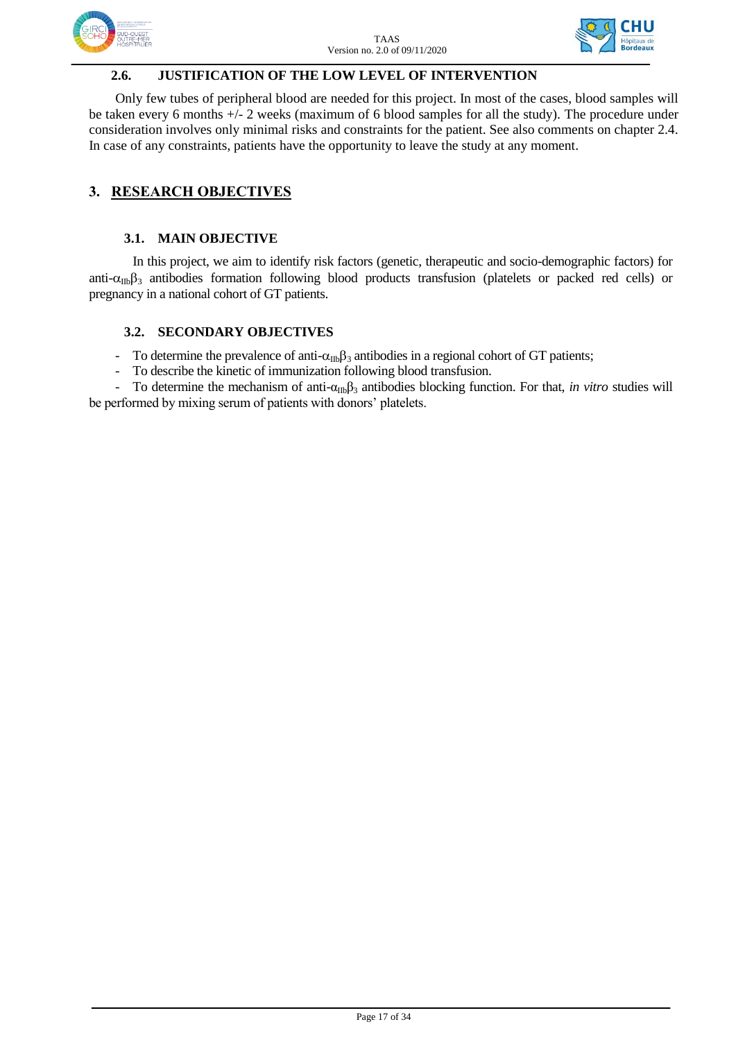### 2.6. JUSTIFICATION OF THE LOW LEVEL OF INTERVENTION

Only few tubes of peripheral blood are needed for this project. In most of the cases, blood samples will be taken every 6 months +/- 2 weeks (maximum of 6 blood samples for all the study). The procedure under consideration involves only minimal risks and constraints for the patient. See also comments on chapter 2.4. In case of any constraints, patients have the opportunity to leave the study at any moment.

## 3. RESEARCH OBJECTIVES

### 3.1. MAIN OBJECTIVE

In this project, we aim to identify risk factors (genetic, therapeutic and socio-demographic factors) for anti-$\alpha_{IIb}\beta_3$ antibodies formation following blood products transfusion (platelets or packed red cells) or pregnancy in a national cohort of GT patients.

### 3.2. SECONDARY OBJECTIVES

- To determine the prevalence of anti-$\alpha_{IIb}\beta_3$ antibodies in a regional cohort of GT patients;
- To describe the kinetic of immunization following blood transfusion.
- To determine the mechanism of anti-$\alpha_{IIb}\beta_3$ antibodies blocking function. For that, *in vitro* studies will be performed by mixing serum of patients with donors' platelets.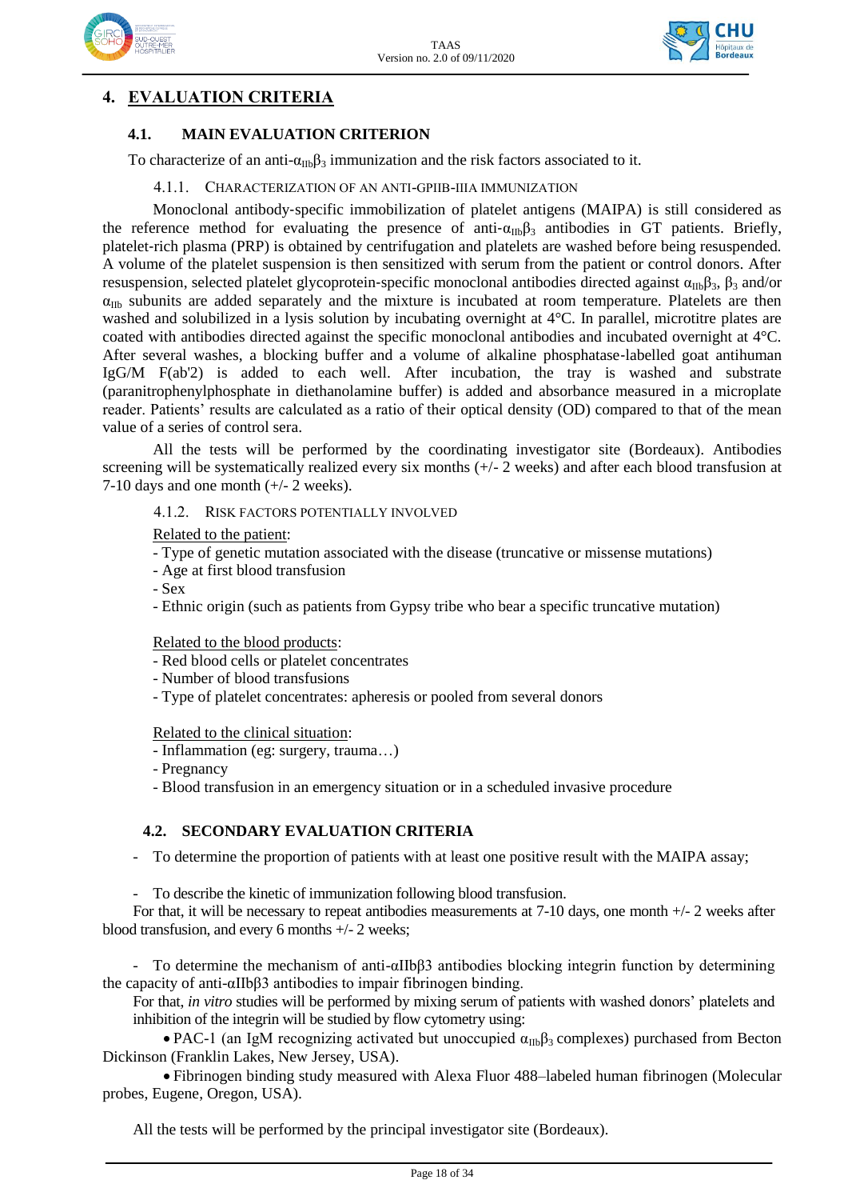# 4. EVALUATION CRITERIA

## 4.1. MAIN EVALUATION CRITERION

To characterize of an anti-$\alpha_{IIb}\beta_3$ immunization and the risk factors associated to it.

### 4.1.1. Characterization of an anti-GPIIb-IIIa immunization

Monoclonal antibody-specific immobilization of platelet antigens (MAIPA) is still considered as the reference method for evaluating the presence of anti-$\alpha_{IIb}\beta_3$ antibodies in GT patients. Briefly, platelet-rich plasma (PRP) is obtained by centrifugation and platelets are washed before being resuspended. A volume of the platelet suspension is then sensitized with serum from the patient or control donors. After resuspension, selected platelet glycoprotein-specific monoclonal antibodies directed against $\alpha_{IIb}\beta_3$, $\beta_3$ and/or $\alpha_{IIb}$ subunits are added separately and the mixture is incubated at room temperature. Platelets are then washed and solubilized in a lysis solution by incubating overnight at 4°C. In parallel, microtitre plates are coated with antibodies directed against the specific monoclonal antibodies and incubated overnight at 4°C. After several washes, a blocking buffer and a volume of alkaline phosphatase-labelled goat antihuman IgG/M F(ab'2) is added to each well. After incubation, the tray is washed and substrate (paranitrophenylphosphate in diethanolamine buffer) is added and absorbance measured in a microplate reader. Patients' results are calculated as a ratio of their optical density (OD) compared to that of the mean value of a series of control sera.

All the tests will be performed by the coordinating investigator site (Bordeaux). Antibodies screening will be systematically realized every six months (+/- 2 weeks) and after each blood transfusion at 7-10 days and one month (+/- 2 weeks).

### 4.1.2. Risk factors potentially involved

Related to the patient:

- Type of genetic mutation associated with the disease (truncative or missense mutations)
- Age at first blood transfusion
- Sex
- Ethnic origin (such as patients from Gypsy tribe who bear a specific truncative mutation)

Related to the blood products:

- Red blood cells or platelet concentrates
- Number of blood transfusions
- Type of platelet concentrates: apheresis or pooled from several donors

Related to the clinical situation:

- Inflammation (eg: surgery, trauma…)
- Pregnancy
- Blood transfusion in an emergency situation or in a scheduled invasive procedure

## 4.2. SECONDARY EVALUATION CRITERIA

- To determine the proportion of patients with at least one positive result with the MAIPA assay;

- To describe the kinetic of immunization following blood transfusion.

For that, it will be necessary to repeat antibodies measurements at 7-10 days, one month +/- 2 weeks after blood transfusion, and every 6 months +/- 2 weeks;

- To determine the mechanism of anti-$\alpha IIb\beta 3$ antibodies blocking integrin function by determining the capacity of anti-$\alpha IIb\beta 3$ antibodies to impair fibrinogen binding.

For that, *in vitro* studies will be performed by mixing serum of patients with washed donors' platelets and inhibition of the integrin will be studied by flow cytometry using:

- PAC-1 (an IgM recognizing activated but unoccupied $\alpha_{IIb}\beta_3$ complexes) purchased from Becton Dickinson (Franklin Lakes, New Jersey, USA).
- Fibrinogen binding study measured with Alexa Fluor 488–labeled human fibrinogen (Molecular probes, Eugene, Oregon, USA).

All the tests will be performed by the principal investigator site (Bordeaux).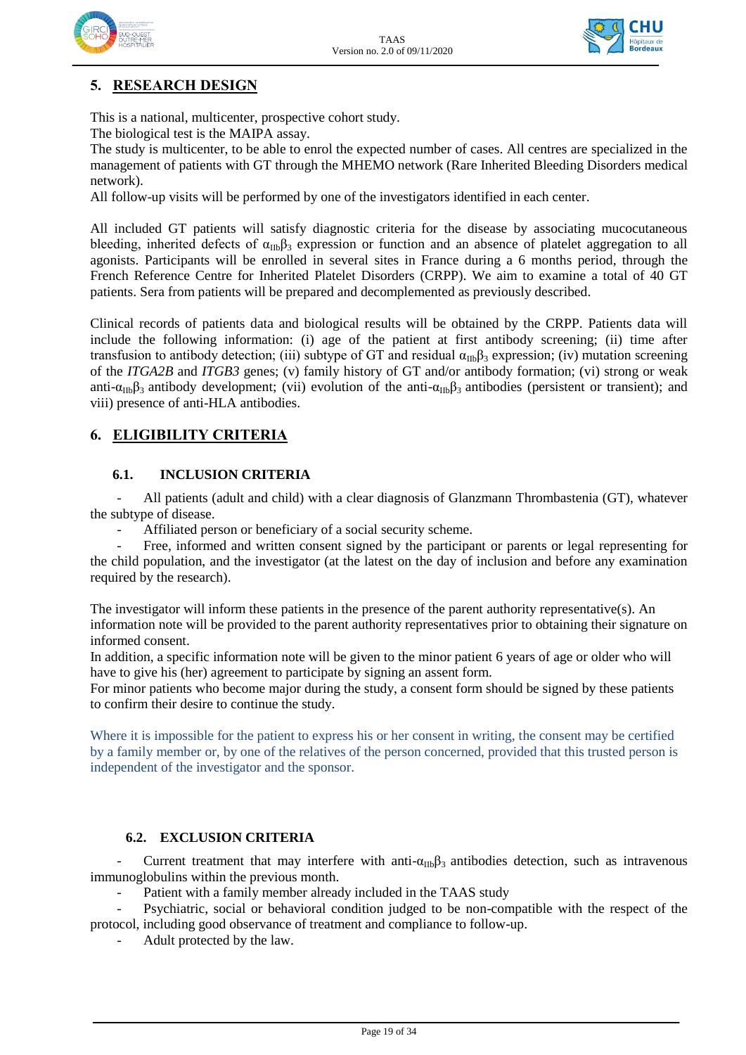## 5. RESEARCH DESIGN

This is a national, multicenter, prospective cohort study.
The biological test is the MAIPA assay.
The study is multicenter, to be able to enrol the expected number of cases. All centres are specialized in the management of patients with GT through the MHEMO network (Rare Inherited Bleeding Disorders medical network).
All follow-up visits will be performed by one of the investigators identified in each center.

All included GT patients will satisfy diagnostic criteria for the disease by associating mucocutaneous bleeding, inherited defects of $\alpha_{IIb}\beta_3$ expression or function and an absence of platelet aggregation to all agonists. Participants will be enrolled in several sites in France during a 6 months period, through the French Reference Centre for Inherited Platelet Disorders (CRPP). We aim to examine a total of 40 GT patients. Sera from patients will be prepared and decomplemented as previously described.

Clinical records of patients data and biological results will be obtained by the CRPP. Patients data will include the following information: (i) age of the patient at first antibody screening; (ii) time after transfusion to antibody detection; (iii) subtype of GT and residual $\alpha_{IIb}\beta_3$ expression; (iv) mutation screening of the *ITGA2B* and *ITGB3* genes; (v) family history of GT and/or antibody formation; (vi) strong or weak anti-$\alpha_{IIb}\beta_3$ antibody development; (vii) evolution of the anti-$\alpha_{IIb}\beta_3$ antibodies (persistent or transient); and viii) presence of anti-HLA antibodies.

## 6. ELIGIBILITY CRITERIA

### 6.1. INCLUSION CRITERIA

- All patients (adult and child) with a clear diagnosis of Glanzmann Thrombastenia (GT), whatever the subtype of disease.
- Affiliated person or beneficiary of a social security scheme.
- Free, informed and written consent signed by the participant or parents or legal representing for the child population, and the investigator (at the latest on the day of inclusion and before any examination required by the research).

The investigator will inform these patients in the presence of the parent authority representative(s). An information note will be provided to the parent authority representatives prior to obtaining their signature on informed consent.
In addition, a specific information note will be given to the minor patient 6 years of age or older who will have to give his (her) agreement to participate by signing an assent form.
For minor patients who become major during the study, a consent form should be signed by these patients to confirm their desire to continue the study.

Where it is impossible for the patient to express his or her consent in writing, the consent may be certified by a family member or, by one of the relatives of the person concerned, provided that this trusted person is independent of the investigator and the sponsor.

### 6.2. EXCLUSION CRITERIA

- Current treatment that may interfere with anti-$\alpha_{IIb}\beta_3$ antibodies detection, such as intravenous immunoglobulins within the previous month.
- Patient with a family member already included in the TAAS study
- Psychiatric, social or behavioral condition judged to be non-compatible with the respect of the protocol, including good observance of treatment and compliance to follow-up.
- Adult protected by the law.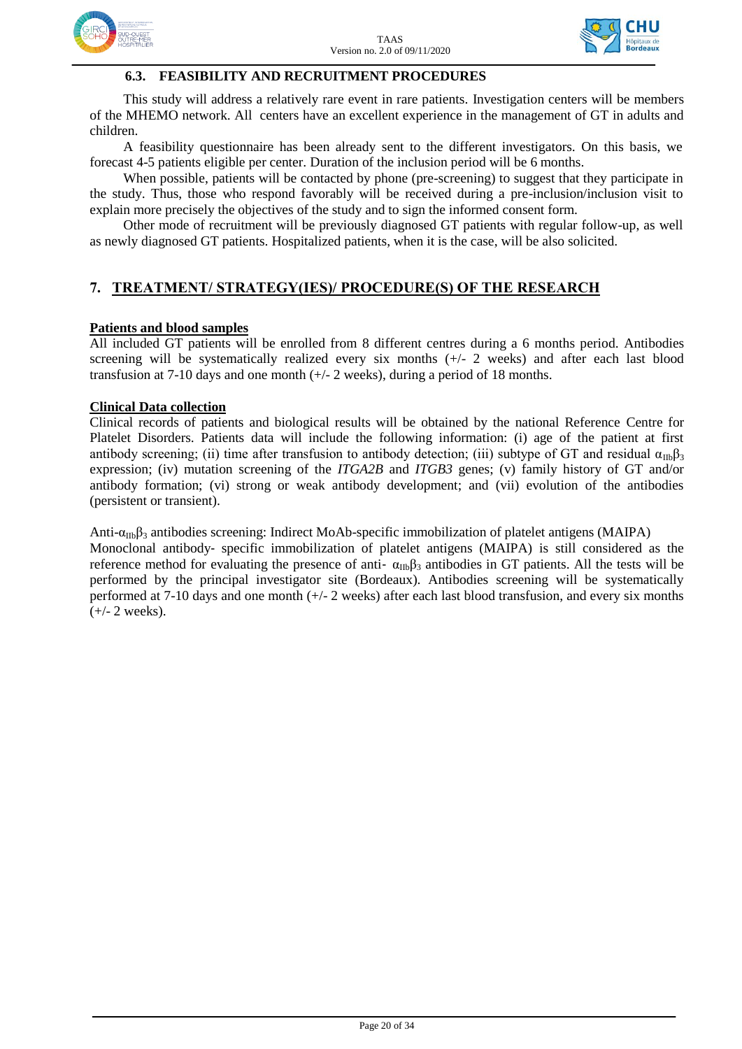### 6.3. FEASIBILITY AND RECRUITMENT PROCEDURES

This study will address a relatively rare event in rare patients. Investigation centers will be members of the MHEMO network. All centers have an excellent experience in the management of GT in adults and children.

A feasibility questionnaire has been already sent to the different investigators. On this basis, we forecast 4-5 patients eligible per center. Duration of the inclusion period will be 6 months.

When possible, patients will be contacted by phone (pre-screening) to suggest that they participate in the study. Thus, those who respond favorably will be received during a pre-inclusion/inclusion visit to explain more precisely the objectives of the study and to sign the informed consent form.

Other mode of recruitment will be previously diagnosed GT patients with regular follow-up, as well as newly diagnosed GT patients. Hospitalized patients, when it is the case, will be also solicited.

## 7. TREATMENT/ STRATEGY(IES)/ PROCEDURE(S) OF THE RESEARCH

**Patients and blood samples**

All included GT patients will be enrolled from 8 different centres during a 6 months period. Antibodies screening will be systematically realized every six months (+/- 2 weeks) and after each last blood transfusion at 7-10 days and one month (+/- 2 weeks), during a period of 18 months.

**Clinical Data collection**

Clinical records of patients and biological results will be obtained by the national Reference Centre for Platelet Disorders. Patients data will include the following information: (i) age of the patient at first antibody screening; (ii) time after transfusion to antibody detection; (iii) subtype of GT and residual $\alpha_{IIb}\beta_3$ expression; (iv) mutation screening of the *ITGA2B* and *ITGB3* genes; (v) family history of GT and/or antibody formation; (vi) strong or weak antibody development; and (vii) evolution of the antibodies (persistent or transient).

Anti-$\alpha_{IIb}\beta_3$ antibodies screening: Indirect MoAb-specific immobilization of platelet antigens (MAIPA)
Monoclonal antibody- specific immobilization of platelet antigens (MAIPA) is still considered as the reference method for evaluating the presence of anti- $\alpha_{IIb}\beta_3$ antibodies in GT patients. All the tests will be performed by the principal investigator site (Bordeaux). Antibodies screening will be systematically performed at 7-10 days and one month (+/- 2 weeks) after each last blood transfusion, and every six months (+/- 2 weeks).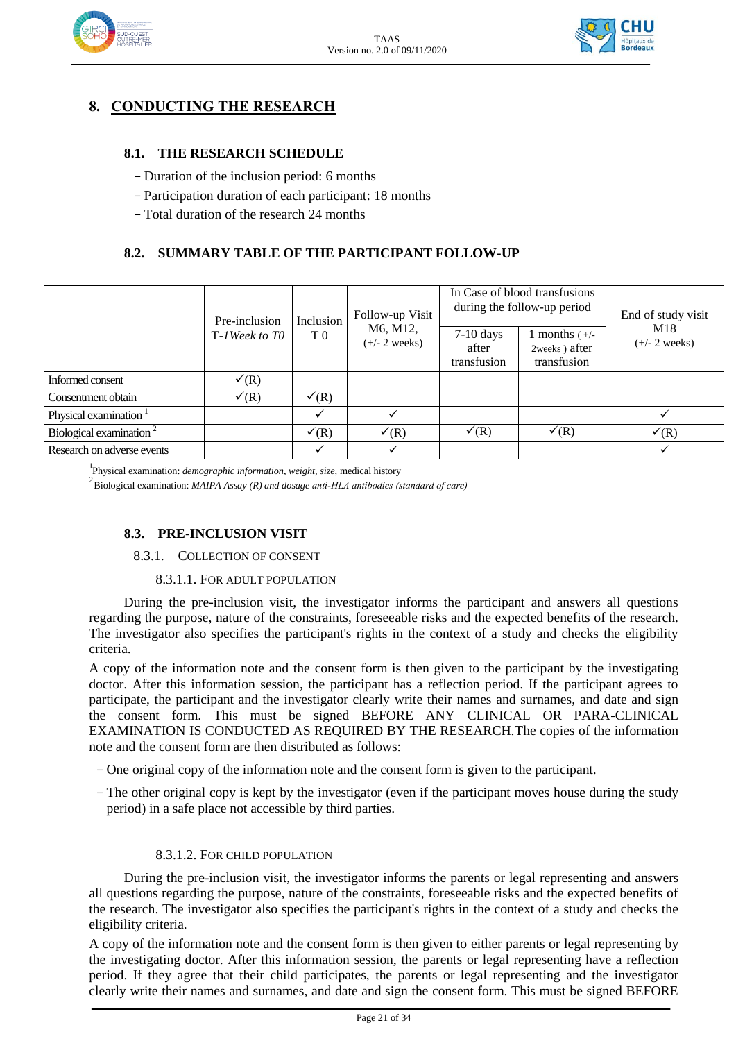# 8. CONDUCTING THE RESEARCH

## 8.1. THE RESEARCH SCHEDULE

- Duration of the inclusion period: 6 months
- Participation duration of each participant: 18 months
- Total duration of the research 24 months

## 8.2. SUMMARY TABLE OF THE PARTICIPANT FOLLOW-UP

| | Pre-inclusion T-*1Week to T0* | Inclusion T 0 | Follow-up Visit M6, M12, (+/- 2 weeks) | In Case of blood transfusions during the follow-up period | | End of study visit M18 (+/- 2 weeks) |
|---|---|---|---|---|---|---|
| | | | | 7-10 days after transfusion | 1 months ( +/- 2weeks ) after transfusion | |
| Informed consent | ✓(R) | | | | | |
| Consentment obtain | ✓(R) | ✓(R) | | | | |
| Physical examination [1] | | ✓ | ✓ | | | ✓ |
| Biological examination [2] | | ✓(R) | ✓(R) | ✓(R) | ✓(R) | ✓(R) |
| Research on adverse events | | ✓ | ✓ | | | ✓ |

[1]Physical examination: *demographic information, weight, size,* medical history

[2]Biological examination: *MAIPA Assay (R) and dosage anti-HLA antibodies (standard of care)*

## 8.3. PRE-INCLUSION VISIT

### 8.3.1. Collection of consent

#### 8.3.1.1. For adult population

During the pre-inclusion visit, the investigator informs the participant and answers all questions regarding the purpose, nature of the constraints, foreseeable risks and the expected benefits of the research. The investigator also specifies the participant's rights in the context of a study and checks the eligibility criteria.

A copy of the information note and the consent form is then given to the participant by the investigating doctor. After this information session, the participant has a reflection period. If the participant agrees to participate, the participant and the investigator clearly write their names and surnames, and date and sign the consent form. This must be signed BEFORE ANY CLINICAL OR PARA-CLINICAL EXAMINATION IS CONDUCTED AS REQUIRED BY THE RESEARCH.The copies of the information note and the consent form are then distributed as follows:

- One original copy of the information note and the consent form is given to the participant.
- The other original copy is kept by the investigator (even if the participant moves house during the study period) in a safe place not accessible by third parties.

#### 8.3.1.2. For child population

During the pre-inclusion visit, the investigator informs the parents or legal representing and answers all questions regarding the purpose, nature of the constraints, foreseeable risks and the expected benefits of the research. The investigator also specifies the participant's rights in the context of a study and checks the eligibility criteria.

A copy of the information note and the consent form is then given to either parents or legal representing by the investigating doctor. After this information session, the parents or legal representing have a reflection period. If they agree that their child participates, the parents or legal representing and the investigator clearly write their names and surnames, and date and sign the consent form. This must be signed BEFORE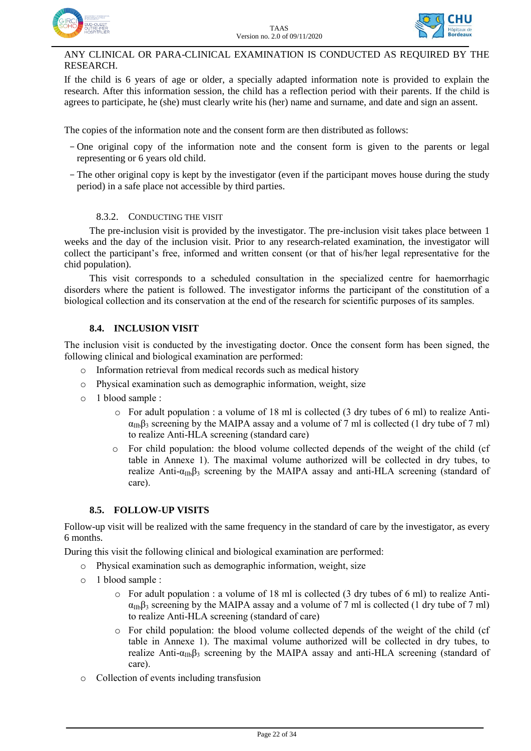ANY CLINICAL OR PARA-CLINICAL EXAMINATION IS CONDUCTED AS REQUIRED BY THE RESEARCH.

If the child is 6 years of age or older, a specially adapted information note is provided to explain the research. After this information session, the child has a reflection period with their parents. If the child is agrees to participate, he (she) must clearly write his (her) name and surname, and date and sign an assent.

The copies of the information note and the consent form are then distributed as follows:

- One original copy of the information note and the consent form is given to the parents or legal representing or 6 years old child.
- The other original copy is kept by the investigator (even if the participant moves house during the study period) in a safe place not accessible by third parties.

#### 8.3.2. CONDUCTING THE VISIT

The pre-inclusion visit is provided by the investigator. The pre-inclusion visit takes place between 1 weeks and the day of the inclusion visit. Prior to any research-related examination, the investigator will collect the participant's free, informed and written consent (or that of his/her legal representative for the chid population).

This visit corresponds to a scheduled consultation in the specialized centre for haemorrhagic disorders where the patient is followed. The investigator informs the participant of the constitution of a biological collection and its conservation at the end of the research for scientific purposes of its samples.

### 8.4. INCLUSION VISIT

The inclusion visit is conducted by the investigating doctor. Once the consent form has been signed, the following clinical and biological examination are performed:

- Information retrieval from medical records such as medical history
- Physical examination such as demographic information, weight, size
- 1 blood sample :
  - For adult population : a volume of 18 ml is collected (3 dry tubes of 6 ml) to realize Anti-$\alpha_{IIb}\beta_3$ screening by the MAIPA assay and a volume of 7 ml is collected (1 dry tube of 7 ml) to realize Anti-HLA screening (standard care)
  - For child population: the blood volume collected depends of the weight of the child (cf table in Annexe 1). The maximal volume authorized will be collected in dry tubes, to realize Anti-$\alpha_{IIb}\beta_3$ screening by the MAIPA assay and anti-HLA screening (standard of care).

### 8.5. FOLLOW-UP VISITS

Follow-up visit will be realized with the same frequency in the standard of care by the investigator, as every 6 months.

During this visit the following clinical and biological examination are performed:

- Physical examination such as demographic information, weight, size
- 1 blood sample :
  - For adult population : a volume of 18 ml is collected (3 dry tubes of 6 ml) to realize Anti-$\alpha_{IIb}\beta_3$ screening by the MAIPA assay and a volume of 7 ml is collected (1 dry tube of 7 ml) to realize Anti-HLA screening (standard of care)
  - For child population: the blood volume collected depends of the weight of the child (cf table in Annexe 1). The maximal volume authorized will be collected in dry tubes, to realize Anti-$\alpha_{IIb}\beta_3$ screening by the MAIPA assay and anti-HLA screening (standard of care).
- Collection of events including transfusion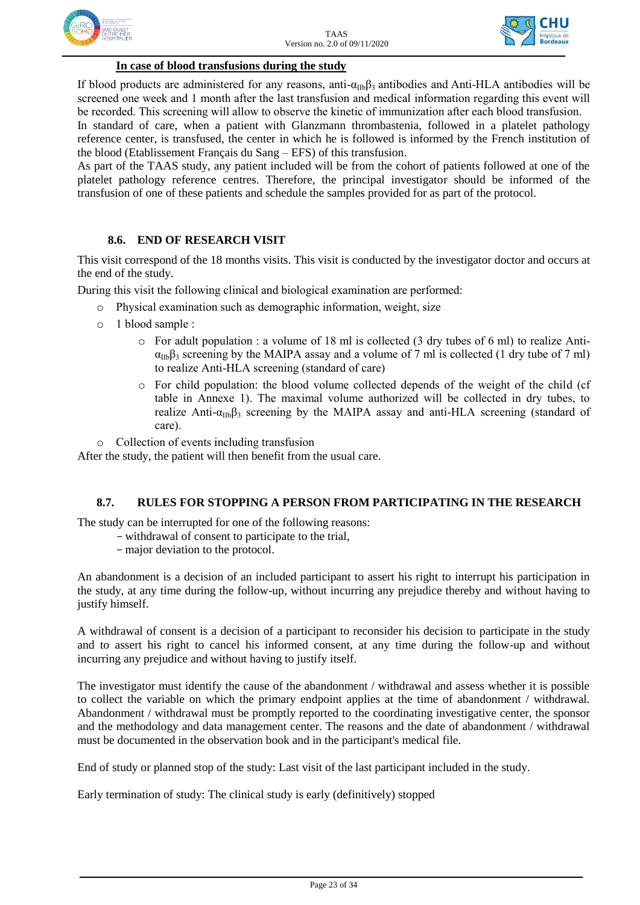**In case of blood transfusions during the study**

If blood products are administered for any reasons, anti-$\alpha_{IIb}\beta_3$ antibodies and Anti-HLA antibodies will be screened one week and 1 month after the last transfusion and medical information regarding this event will be recorded. This screening will allow to observe the kinetic of immunization after each blood transfusion.

In standard of care, when a patient with Glanzmann thrombastenia, followed in a platelet pathology reference center, is transfused, the center in which he is followed is informed by the French institution of the blood (Etablissement Français du Sang – EFS) of this transfusion.

As part of the TAAS study, any patient included will be from the cohort of patients followed at one of the platelet pathology reference centres. Therefore, the principal investigator should be informed of the transfusion of one of these patients and schedule the samples provided for as part of the protocol.

### 8.6. END OF RESEARCH VISIT

This visit correspond of the 18 months visits. This visit is conducted by the investigator doctor and occurs at the end of the study.

During this visit the following clinical and biological examination are performed:

- Physical examination such as demographic information, weight, size
- 1 blood sample :
  - For adult population : a volume of 18 ml is collected (3 dry tubes of 6 ml) to realize Anti-$\alpha_{IIb}\beta_3$ screening by the MAIPA assay and a volume of 7 ml is collected (1 dry tube of 7 ml) to realize Anti-HLA screening (standard of care)
  - For child population: the blood volume collected depends of the weight of the child (cf table in Annexe 1). The maximal volume authorized will be collected in dry tubes, to realize Anti-$\alpha_{IIb}\beta_3$ screening by the MAIPA assay and anti-HLA screening (standard of care).
- Collection of events including transfusion

After the study, the patient will then benefit from the usual care.

### 8.7. RULES FOR STOPPING A PERSON FROM PARTICIPATING IN THE RESEARCH

The study can be interrupted for one of the following reasons:

- withdrawal of consent to participate to the trial,
- major deviation to the protocol.

An abandonment is a decision of an included participant to assert his right to interrupt his participation in the study, at any time during the follow-up, without incurring any prejudice thereby and without having to justify himself.

A withdrawal of consent is a decision of a participant to reconsider his decision to participate in the study and to assert his right to cancel his informed consent, at any time during the follow-up and without incurring any prejudice and without having to justify itself.

The investigator must identify the cause of the abandonment / withdrawal and assess whether it is possible to collect the variable on which the primary endpoint applies at the time of abandonment / withdrawal. Abandonment / withdrawal must be promptly reported to the coordinating investigative center, the sponsor and the methodology and data management center. The reasons and the date of abandonment / withdrawal must be documented in the observation book and in the participant's medical file.

End of study or planned stop of the study: Last visit of the last participant included in the study.

Early termination of study: The clinical study is early (definitively) stopped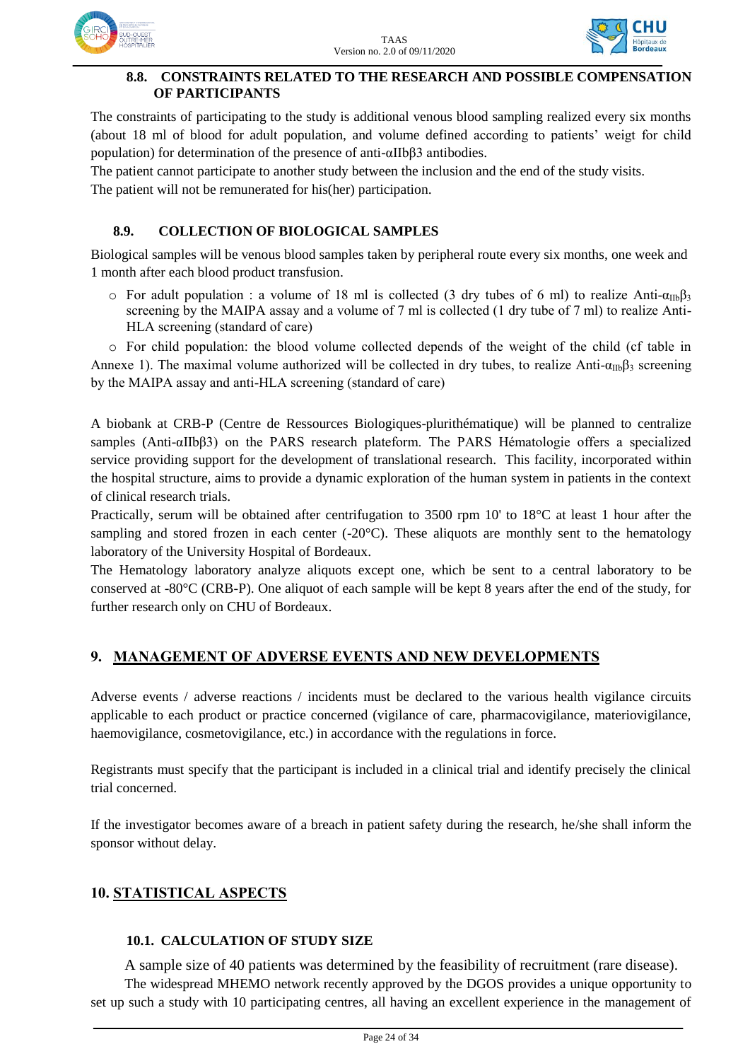### 8.8. CONSTRAINTS RELATED TO THE RESEARCH AND POSSIBLE COMPENSATION OF PARTICIPANTS

The constraints of participating to the study is additional venous blood sampling realized every six months (about 18 ml of blood for adult population, and volume defined according to patients' weigt for child population) for determination of the presence of anti-$\alpha$IIb$\beta$3 antibodies.

The patient cannot participate to another study between the inclusion and the end of the study visits.

The patient will not be remunerated for his(her) participation.

### 8.9. COLLECTION OF BIOLOGICAL SAMPLES

Biological samples will be venous blood samples taken by peripheral route every six months, one week and 1 month after each blood product transfusion.

- For adult population : a volume of 18 ml is collected (3 dry tubes of 6 ml) to realize Anti-$\alpha_{IIb}\beta_3$ screening by the MAIPA assay and a volume of 7 ml is collected (1 dry tube of 7 ml) to realize Anti-HLA screening (standard of care)
- For child population: the blood volume collected depends of the weight of the child (cf table in Annexe 1). The maximal volume authorized will be collected in dry tubes, to realize Anti-$\alpha_{IIb}\beta_3$ screening by the MAIPA assay and anti-HLA screening (standard of care)

A biobank at CRB-P (Centre de Ressources Biologiques-plurithématique) will be planned to centralize samples (Anti-$\alpha$IIb$\beta$3) on the PARS research plateform. The PARS Hématologie offers a specialized service providing support for the development of translational research. This facility, incorporated within the hospital structure, aims to provide a dynamic exploration of the human system in patients in the context of clinical research trials.

Practically, serum will be obtained after centrifugation to 3500 rpm 10' to 18°C at least 1 hour after the sampling and stored frozen in each center (-20°C). These aliquots are monthly sent to the hematology laboratory of the University Hospital of Bordeaux.

The Hematology laboratory analyze aliquots except one, which be sent to a central laboratory to be conserved at -80°C (CRB-P). One aliquot of each sample will be kept 8 years after the end of the study, for further research only on CHU of Bordeaux.

## 9. MANAGEMENT OF ADVERSE EVENTS AND NEW DEVELOPMENTS

Adverse events / adverse reactions / incidents must be declared to the various health vigilance circuits applicable to each product or practice concerned (vigilance of care, pharmacovigilance, materiovigilance, haemovigilance, cosmetovigilance, etc.) in accordance with the regulations in force.

Registrants must specify that the participant is included in a clinical trial and identify precisely the clinical trial concerned.

If the investigator becomes aware of a breach in patient safety during the research, he/she shall inform the sponsor without delay.

## 10. STATISTICAL ASPECTS

### 10.1. CALCULATION OF STUDY SIZE

A sample size of 40 patients was determined by the feasibility of recruitment (rare disease).

The widespread MHEMO network recently approved by the DGOS provides a unique opportunity to set up such a study with 10 participating centres, all having an excellent experience in the management of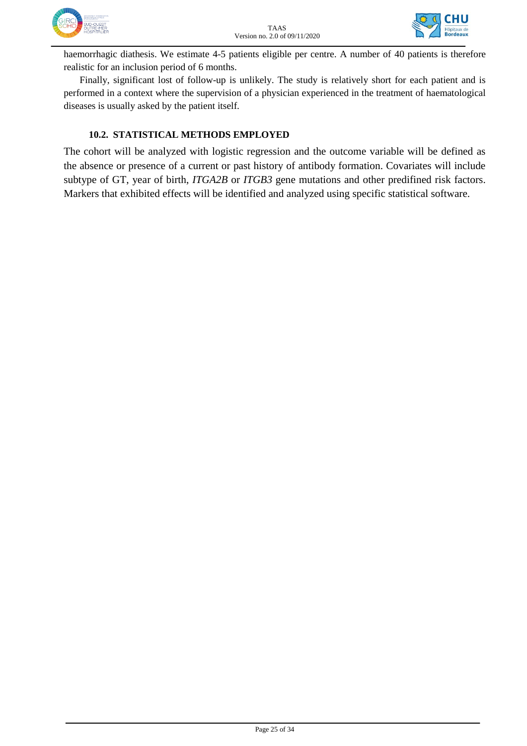haemorrhagic diathesis. We estimate 4-5 patients eligible per centre. A number of 40 patients is therefore realistic for an inclusion period of 6 months.

Finally, significant lost of follow-up is unlikely. The study is relatively short for each patient and is performed in a context where the supervision of a physician experienced in the treatment of haematological diseases is usually asked by the patient itself.

### 10.2. STATISTICAL METHODS EMPLOYED

The cohort will be analyzed with logistic regression and the outcome variable will be defined as the absence or presence of a current or past history of antibody formation. Covariates will include subtype of GT, year of birth, *ITGA2B* or *ITGB3* gene mutations and other predifined risk factors. Markers that exhibited effects will be identified and analyzed using specific statistical software.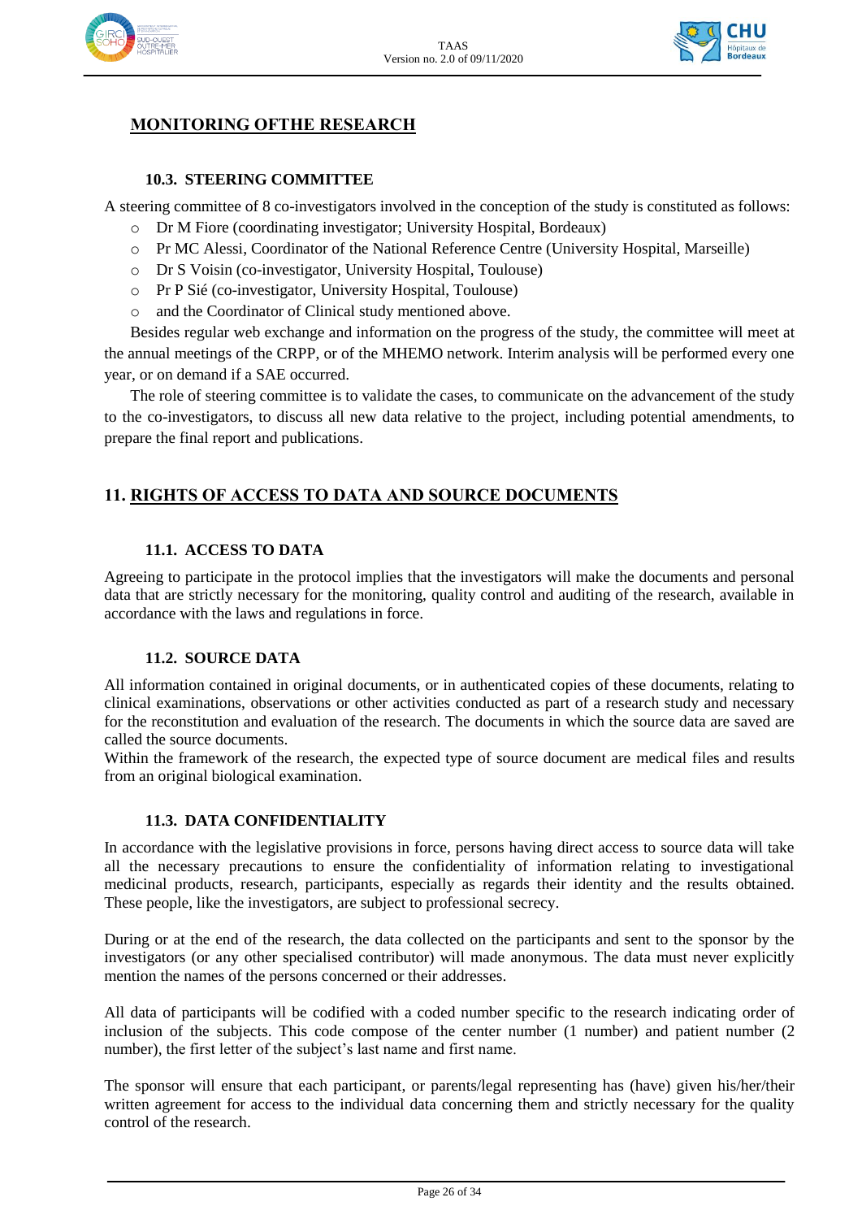## MONITORING OFTHE RESEARCH

### 10.3. STEERING COMMITTEE

A steering committee of 8 co-investigators involved in the conception of the study is constituted as follows:

- Dr M Fiore (coordinating investigator; University Hospital, Bordeaux)
- Pr MC Alessi, Coordinator of the National Reference Centre (University Hospital, Marseille)
- Dr S Voisin (co-investigator, University Hospital, Toulouse)
- Pr P Sié (co-investigator, University Hospital, Toulouse)
- and the Coordinator of Clinical study mentioned above.

Besides regular web exchange and information on the progress of the study, the committee will meet at the annual meetings of the CRPP, or of the MHEMO network. Interim analysis will be performed every one year, or on demand if a SAE occurred.

The role of steering committee is to validate the cases, to communicate on the advancement of the study to the co-investigators, to discuss all new data relative to the project, including potential amendments, to prepare the final report and publications.

## 11. RIGHTS OF ACCESS TO DATA AND SOURCE DOCUMENTS

### 11.1. ACCESS TO DATA

Agreeing to participate in the protocol implies that the investigators will make the documents and personal data that are strictly necessary for the monitoring, quality control and auditing of the research, available in accordance with the laws and regulations in force.

### 11.2. SOURCE DATA

All information contained in original documents, or in authenticated copies of these documents, relating to clinical examinations, observations or other activities conducted as part of a research study and necessary for the reconstitution and evaluation of the research. The documents in which the source data are saved are called the source documents.

Within the framework of the research, the expected type of source document are medical files and results from an original biological examination.

### 11.3. DATA CONFIDENTIALITY

In accordance with the legislative provisions in force, persons having direct access to source data will take all the necessary precautions to ensure the confidentiality of information relating to investigational medicinal products, research, participants, especially as regards their identity and the results obtained. These people, like the investigators, are subject to professional secrecy.

During or at the end of the research, the data collected on the participants and sent to the sponsor by the investigators (or any other specialised contributor) will made anonymous. The data must never explicitly mention the names of the persons concerned or their addresses.

All data of participants will be codified with a coded number specific to the research indicating order of inclusion of the subjects. This code compose of the center number (1 number) and patient number (2 number), the first letter of the subject's last name and first name.

The sponsor will ensure that each participant, or parents/legal representing has (have) given his/her/their written agreement for access to the individual data concerning them and strictly necessary for the quality control of the research.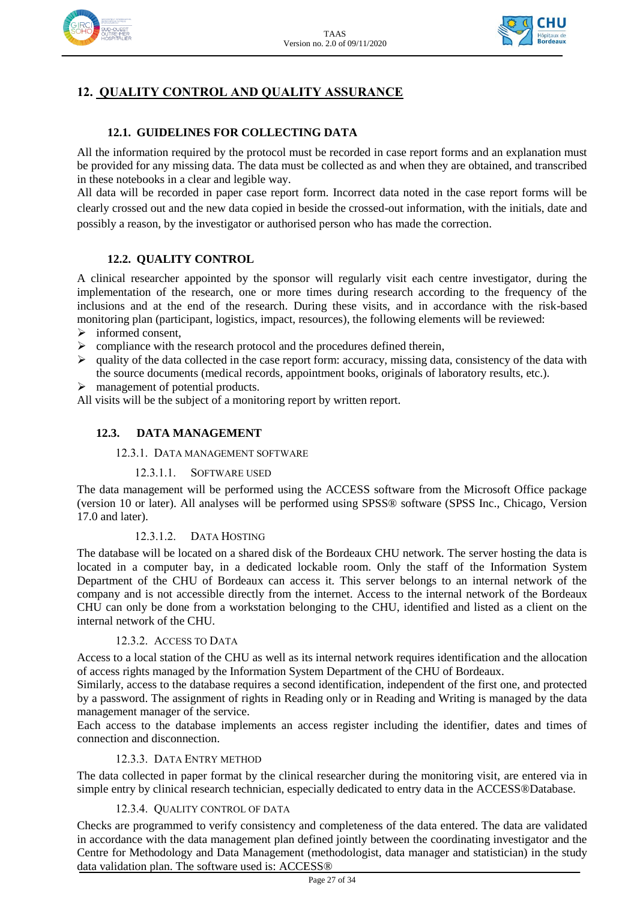# 12. QUALITY CONTROL AND QUALITY ASSURANCE

## 12.1. GUIDELINES FOR COLLECTING DATA

All the information required by the protocol must be recorded in case report forms and an explanation must be provided for any missing data. The data must be collected as and when they are obtained, and transcribed in these notebooks in a clear and legible way.

All data will be recorded in paper case report form. Incorrect data noted in the case report forms will be clearly crossed out and the new data copied in beside the crossed-out information, with the initials, date and possibly a reason, by the investigator or authorised person who has made the correction.

## 12.2. QUALITY CONTROL

A clinical researcher appointed by the sponsor will regularly visit each centre investigator, during the implementation of the research, one or more times during research according to the frequency of the inclusions and at the end of the research. During these visits, and in accordance with the risk-based monitoring plan (participant, logistics, impact, resources), the following elements will be reviewed:

- informed consent,
- compliance with the research protocol and the procedures defined therein,
- quality of the data collected in the case report form: accuracy, missing data, consistency of the data with the source documents (medical records, appointment books, originals of laboratory results, etc.).
- management of potential products.

All visits will be the subject of a monitoring report by written report.

## 12.3. DATA MANAGEMENT

### 12.3.1. Data management software

#### 12.3.1.1. Software used

The data management will be performed using the ACCESS software from the Microsoft Office package (version 10 or later). All analyses will be performed using SPSS® software (SPSS Inc., Chicago, Version 17.0 and later).

#### 12.3.1.2. Data Hosting

The database will be located on a shared disk of the Bordeaux CHU network. The server hosting the data is located in a computer bay, in a dedicated lockable room. Only the staff of the Information System Department of the CHU of Bordeaux can access it. This server belongs to an internal network of the company and is not accessible directly from the internet. Access to the internal network of the Bordeaux CHU can only be done from a workstation belonging to the CHU, identified and listed as a client on the internal network of the CHU.

### 12.3.2. Access to data

Access to a local station of the CHU as well as its internal network requires identification and the allocation of access rights managed by the Information System Department of the CHU of Bordeaux.

Similarly, access to the database requires a second identification, independent of the first one, and protected by a password. The assignment of rights in Reading only or in Reading and Writing is managed by the data management manager of the service.

Each access to the database implements an access register including the identifier, dates and times of connection and disconnection.

### 12.3.3. Data entry method

The data collected in paper format by the clinical researcher during the monitoring visit, are entered via in simple entry by clinical research technician, especially dedicated to entry data in the ACCESS®Database.

### 12.3.4. Quality control of data

Checks are programmed to verify consistency and completeness of the data entered. The data are validated in accordance with the data management plan defined jointly between the coordinating investigator and the Centre for Methodology and Data Management (methodologist, data manager and statistician) in the study data validation plan. The software used is: ACCESS®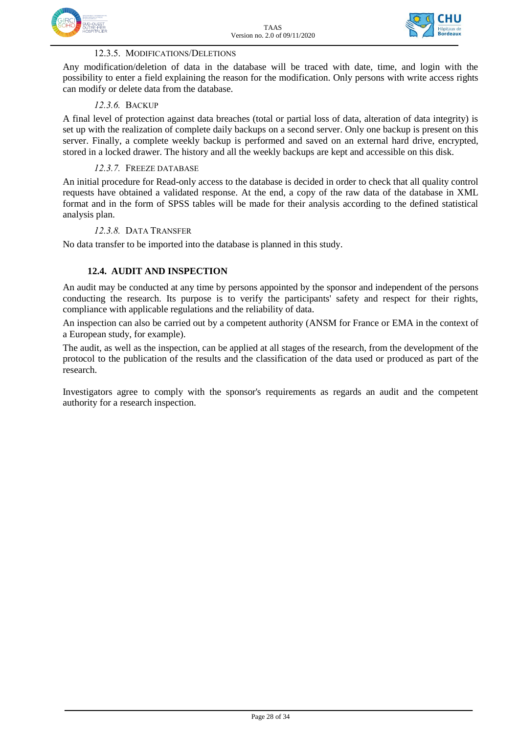#### 12.3.5. Modifications/Deletions

Any modification/deletion of data in the database will be traced with date, time, and login with the possibility to enter a field explaining the reason for the modification. Only persons with write access rights can modify or delete data from the database.

#### *12.3.6.* Backup

A final level of protection against data breaches (total or partial loss of data, alteration of data integrity) is set up with the realization of complete daily backups on a second server. Only one backup is present on this server. Finally, a complete weekly backup is performed and saved on an external hard drive, encrypted, stored in a locked drawer. The history and all the weekly backups are kept and accessible on this disk.

#### *12.3.7.* Freeze database

An initial procedure for Read-only access to the database is decided in order to check that all quality control requests have obtained a validated response. At the end, a copy of the raw data of the database in XML format and in the form of SPSS tables will be made for their analysis according to the defined statistical analysis plan.

#### *12.3.8.* Data Transfer

No data transfer to be imported into the database is planned in this study.

### 12.4. AUDIT AND INSPECTION

An audit may be conducted at any time by persons appointed by the sponsor and independent of the persons conducting the research. Its purpose is to verify the participants' safety and respect for their rights, compliance with applicable regulations and the reliability of data.

An inspection can also be carried out by a competent authority (ANSM for France or EMA in the context of a European study, for example).

The audit, as well as the inspection, can be applied at all stages of the research, from the development of the protocol to the publication of the results and the classification of the data used or produced as part of the research.

Investigators agree to comply with the sponsor's requirements as regards an audit and the competent authority for a research inspection.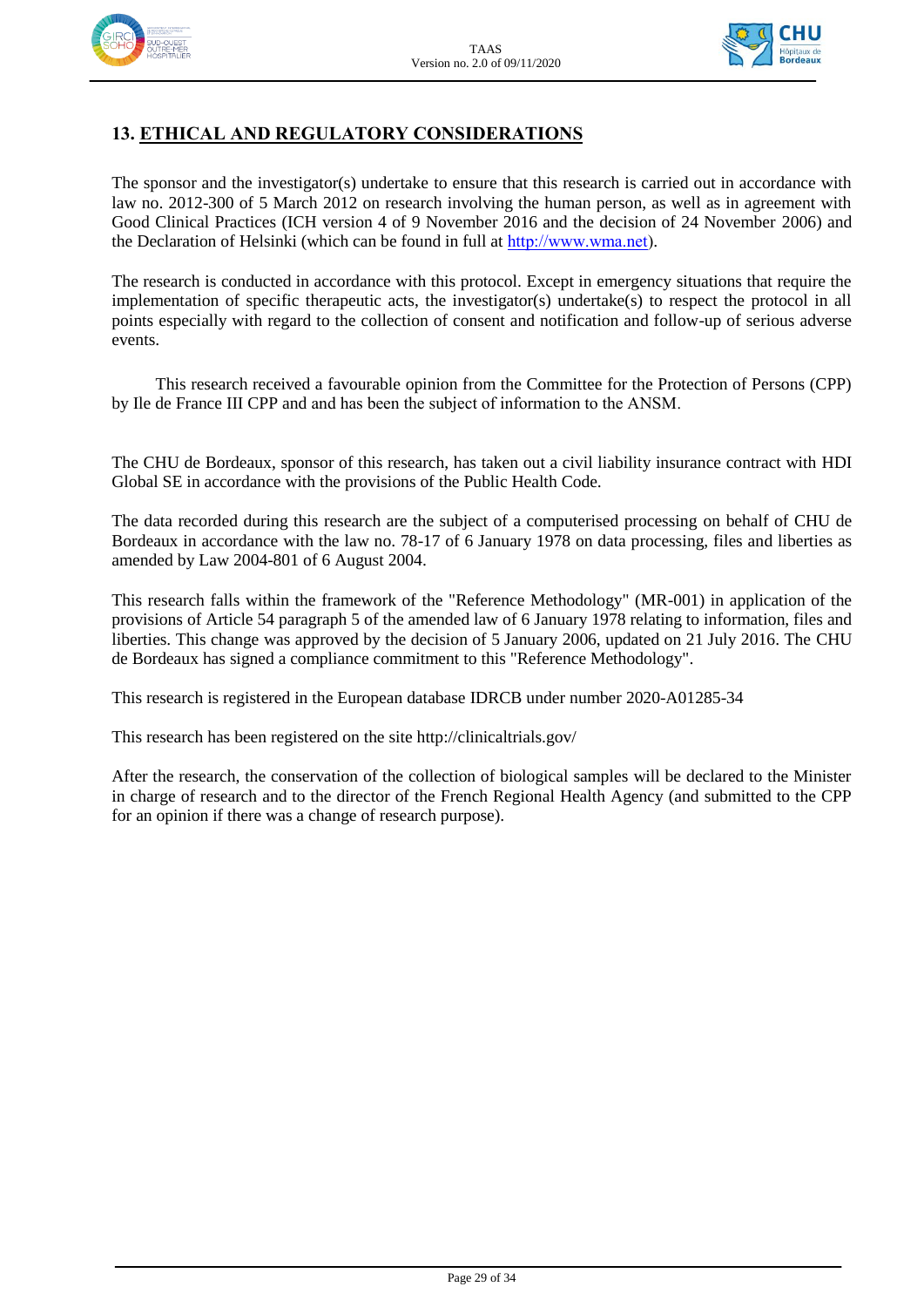## 13. ETHICAL AND REGULATORY CONSIDERATIONS

The sponsor and the investigator(s) undertake to ensure that this research is carried out in accordance with law no. 2012-300 of 5 March 2012 on research involving the human person, as well as in agreement with Good Clinical Practices (ICH version 4 of 9 November 2016 and the decision of 24 November 2006) and the Declaration of Helsinki (which can be found in full at http://www.wma.net).

The research is conducted in accordance with this protocol. Except in emergency situations that require the implementation of specific therapeutic acts, the investigator(s) undertake(s) to respect the protocol in all points especially with regard to the collection of consent and notification and follow-up of serious adverse events.

This research received a favourable opinion from the Committee for the Protection of Persons (CPP) by Ile de France III CPP and and has been the subject of information to the ANSM.

The CHU de Bordeaux, sponsor of this research, has taken out a civil liability insurance contract with HDI Global SE in accordance with the provisions of the Public Health Code.

The data recorded during this research are the subject of a computerised processing on behalf of CHU de Bordeaux in accordance with the law no. 78-17 of 6 January 1978 on data processing, files and liberties as amended by Law 2004-801 of 6 August 2004.

This research falls within the framework of the "Reference Methodology" (MR-001) in application of the provisions of Article 54 paragraph 5 of the amended law of 6 January 1978 relating to information, files and liberties. This change was approved by the decision of 5 January 2006, updated on 21 July 2016. The CHU de Bordeaux has signed a compliance commitment to this "Reference Methodology".

This research is registered in the European database IDRCB under number 2020-A01285-34

This research has been registered on the site http://clinicaltrials.gov/

After the research, the conservation of the collection of biological samples will be declared to the Minister in charge of research and to the director of the French Regional Health Agency (and submitted to the CPP for an opinion if there was a change of research purpose).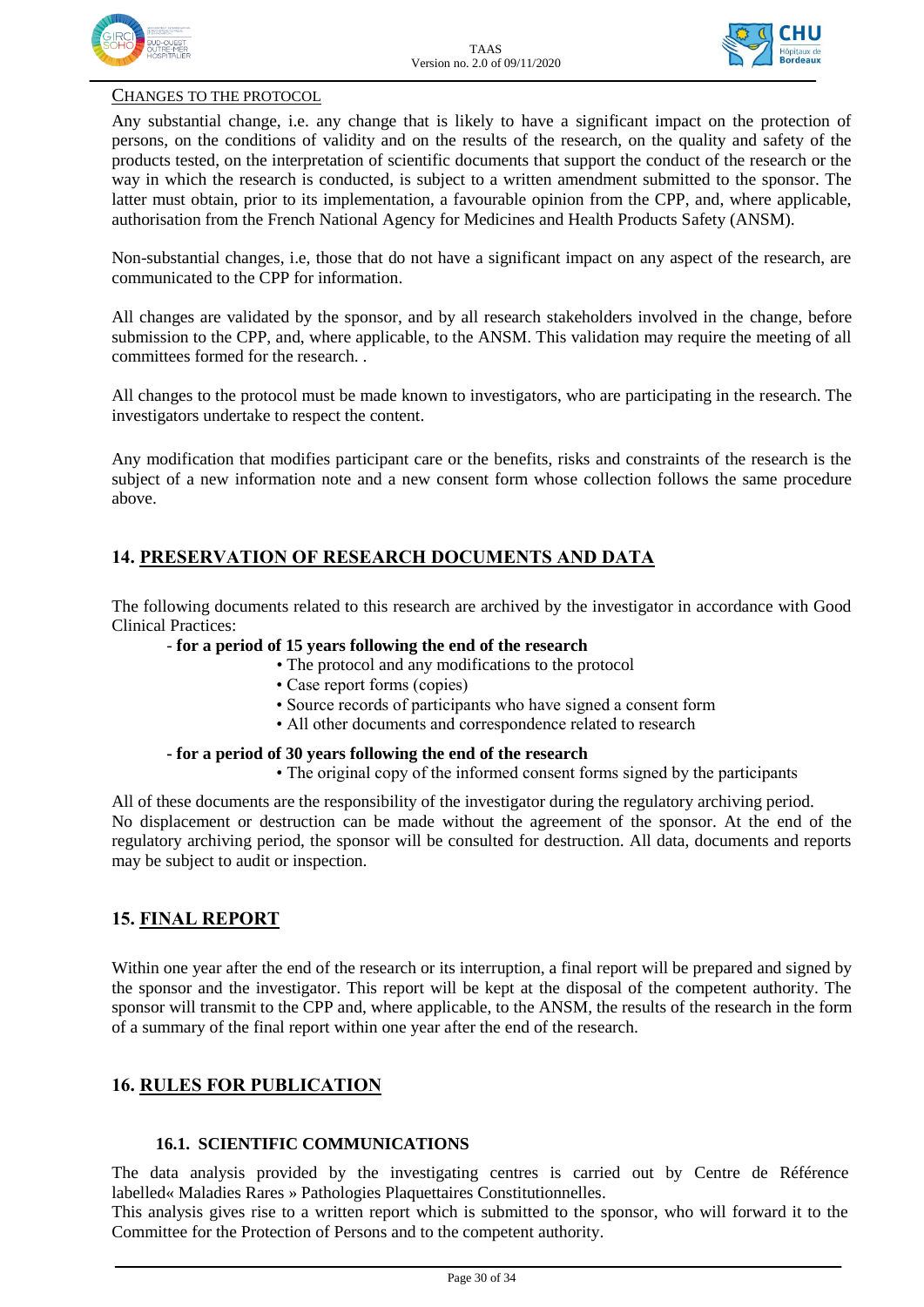CHANGES TO THE PROTOCOL

Any substantial change, i.e. any change that is likely to have a significant impact on the protection of persons, on the conditions of validity and on the results of the research, on the quality and safety of the products tested, on the interpretation of scientific documents that support the conduct of the research or the way in which the research is conducted, is subject to a written amendment submitted to the sponsor. The latter must obtain, prior to its implementation, a favourable opinion from the CPP, and, where applicable, authorisation from the French National Agency for Medicines and Health Products Safety (ANSM).

Non-substantial changes, i.e, those that do not have a significant impact on any aspect of the research, are communicated to the CPP for information.

All changes are validated by the sponsor, and by all research stakeholders involved in the change, before submission to the CPP, and, where applicable, to the ANSM. This validation may require the meeting of all committees formed for the research. .

All changes to the protocol must be made known to investigators, who are participating in the research. The investigators undertake to respect the content.

Any modification that modifies participant care or the benefits, risks and constraints of the research is the subject of a new information note and a new consent form whose collection follows the same procedure above.

## 14. PRESERVATION OF RESEARCH DOCUMENTS AND DATA

The following documents related to this research are archived by the investigator in accordance with Good Clinical Practices:

- **for a period of 15 years following the end of the research**
  - The protocol and any modifications to the protocol
  - Case report forms (copies)
  - Source records of participants who have signed a consent form
  - All other documents and correspondence related to research
- **for a period of 30 years following the end of the research**
  - The original copy of the informed consent forms signed by the participants

All of these documents are the responsibility of the investigator during the regulatory archiving period.
No displacement or destruction can be made without the agreement of the sponsor. At the end of the regulatory archiving period, the sponsor will be consulted for destruction. All data, documents and reports may be subject to audit or inspection.

## 15. FINAL REPORT

Within one year after the end of the research or its interruption, a final report will be prepared and signed by the sponsor and the investigator. This report will be kept at the disposal of the competent authority. The sponsor will transmit to the CPP and, where applicable, to the ANSM, the results of the research in the form of a summary of the final report within one year after the end of the research.

## 16. RULES FOR PUBLICATION

### 16.1. SCIENTIFIC COMMUNICATIONS

The data analysis provided by the investigating centres is carried out by Centre de Référence labelled« Maladies Rares » Pathologies Plaquettaires Constitutionnelles.
This analysis gives rise to a written report which is submitted to the sponsor, who will forward it to the Committee for the Protection of Persons and to the competent authority.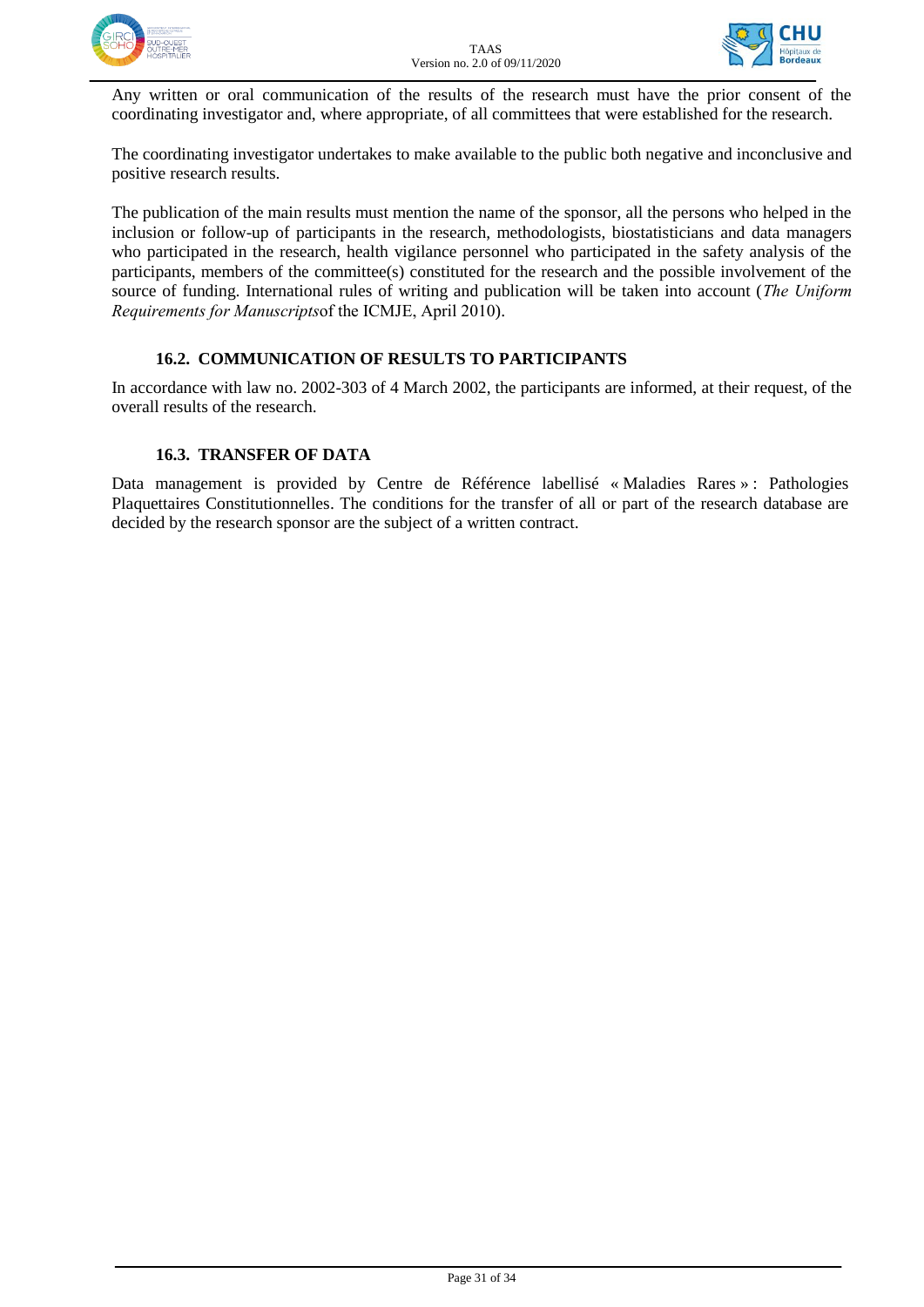Any written or oral communication of the results of the research must have the prior consent of the coordinating investigator and, where appropriate, of all committees that were established for the research.

The coordinating investigator undertakes to make available to the public both negative and inconclusive and positive research results.

The publication of the main results must mention the name of the sponsor, all the persons who helped in the inclusion or follow-up of participants in the research, methodologists, biostatisticians and data managers who participated in the research, health vigilance personnel who participated in the safety analysis of the participants, members of the committee(s) constituted for the research and the possible involvement of the source of funding. International rules of writing and publication will be taken into account (*The Uniform Requirements for Manuscripts*of the ICMJE, April 2010).

### 16.2. COMMUNICATION OF RESULTS TO PARTICIPANTS

In accordance with law no. 2002-303 of 4 March 2002, the participants are informed, at their request, of the overall results of the research.

### 16.3. TRANSFER OF DATA

Data management is provided by Centre de Référence labellisé « Maladies Rares » : Pathologies Plaquettaires Constitutionnelles. The conditions for the transfer of all or part of the research database are decided by the research sponsor are the subject of a written contract.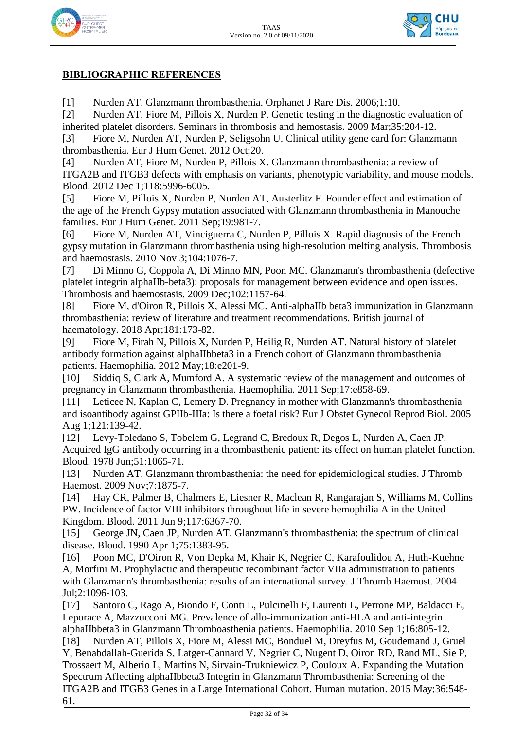## BIBLIOGRAPHIC REFERENCES

[1] Nurden AT. Glanzmann thrombasthenia. Orphanet J Rare Dis. 2006;1:10.

[2] Nurden AT, Fiore M, Pillois X, Nurden P. Genetic testing in the diagnostic evaluation of inherited platelet disorders. Seminars in thrombosis and hemostasis. 2009 Mar;35:204-12.

[3] Fiore M, Nurden AT, Nurden P, Seligsohn U. Clinical utility gene card for: Glanzmann thrombasthenia. Eur J Hum Genet. 2012 Oct;20.

[4] Nurden AT, Fiore M, Nurden P, Pillois X. Glanzmann thrombasthenia: a review of ITGA2B and ITGB3 defects with emphasis on variants, phenotypic variability, and mouse models. Blood. 2012 Dec 1;118:5996-6005.

[5] Fiore M, Pillois X, Nurden P, Nurden AT, Austerlitz F. Founder effect and estimation of the age of the French Gypsy mutation associated with Glanzmann thrombasthenia in Manouche families. Eur J Hum Genet. 2011 Sep;19:981-7.

[6] Fiore M, Nurden AT, Vinciguerra C, Nurden P, Pillois X. Rapid diagnosis of the French gypsy mutation in Glanzmann thrombasthenia using high-resolution melting analysis. Thrombosis and haemostasis. 2010 Nov 3;104:1076-7.

[7] Di Minno G, Coppola A, Di Minno MN, Poon MC. Glanzmann's thrombasthenia (defective platelet integrin alphaIIb-beta3): proposals for management between evidence and open issues. Thrombosis and haemostasis. 2009 Dec;102:1157-64.

[8] Fiore M, d'Oiron R, Pillois X, Alessi MC. Anti-alphaIIb beta3 immunization in Glanzmann thrombasthenia: review of literature and treatment recommendations. British journal of haematology. 2018 Apr;181:173-82.

[9] Fiore M, Firah N, Pillois X, Nurden P, Heilig R, Nurden AT. Natural history of platelet antibody formation against alphaIIbbeta3 in a French cohort of Glanzmann thrombasthenia patients. Haemophilia. 2012 May;18:e201-9.

[10] Siddiq S, Clark A, Mumford A. A systematic review of the management and outcomes of pregnancy in Glanzmann thrombasthenia. Haemophilia. 2011 Sep;17:e858-69.

[11] Leticee N, Kaplan C, Lemery D. Pregnancy in mother with Glanzmann's thrombasthenia and isoantibody against GPIIb-IIIa: Is there a foetal risk? Eur J Obstet Gynecol Reprod Biol. 2005 Aug 1;121:139-42.

[12] Levy-Toledano S, Tobelem G, Legrand C, Bredoux R, Degos L, Nurden A, Caen JP. Acquired IgG antibody occurring in a thrombasthenic patient: its effect on human platelet function. Blood. 1978 Jun;51:1065-71.

[13] Nurden AT. Glanzmann thrombasthenia: the need for epidemiological studies. J Thromb Haemost. 2009 Nov;7:1875-7.

[14] Hay CR, Palmer B, Chalmers E, Liesner R, Maclean R, Rangarajan S, Williams M, Collins PW. Incidence of factor VIII inhibitors throughout life in severe hemophilia A in the United Kingdom. Blood. 2011 Jun 9;117:6367-70.

[15] George JN, Caen JP, Nurden AT. Glanzmann's thrombasthenia: the spectrum of clinical disease. Blood. 1990 Apr 1;75:1383-95.

[16] Poon MC, D'Oiron R, Von Depka M, Khair K, Negrier C, Karafoulidou A, Huth-Kuehne A, Morfini M. Prophylactic and therapeutic recombinant factor VIIa administration to patients with Glanzmann's thrombasthenia: results of an international survey. J Thromb Haemost. 2004 Jul;2:1096-103.

[17] Santoro C, Rago A, Biondo F, Conti L, Pulcinelli F, Laurenti L, Perrone MP, Baldacci E, Leporace A, Mazzucconi MG. Prevalence of allo-immunization anti-HLA and anti-integrin alphaIIbbeta3 in Glanzmann Thromboasthenia patients. Haemophilia. 2010 Sep 1;16:805-12.

[18] Nurden AT, Pillois X, Fiore M, Alessi MC, Bonduel M, Dreyfus M, Goudemand J, Gruel Y, Benabdallah-Guerida S, Latger-Cannard V, Negrier C, Nugent D, Oiron RD, Rand ML, Sie P, Trossaert M, Alberio L, Martins N, Sirvain-Trukniewicz P, Couloux A. Expanding the Mutation Spectrum Affecting alphaIIbbeta3 Integrin in Glanzmann Thrombasthenia: Screening of the ITGA2B and ITGB3 Genes in a Large International Cohort. Human mutation. 2015 May;36:548-61.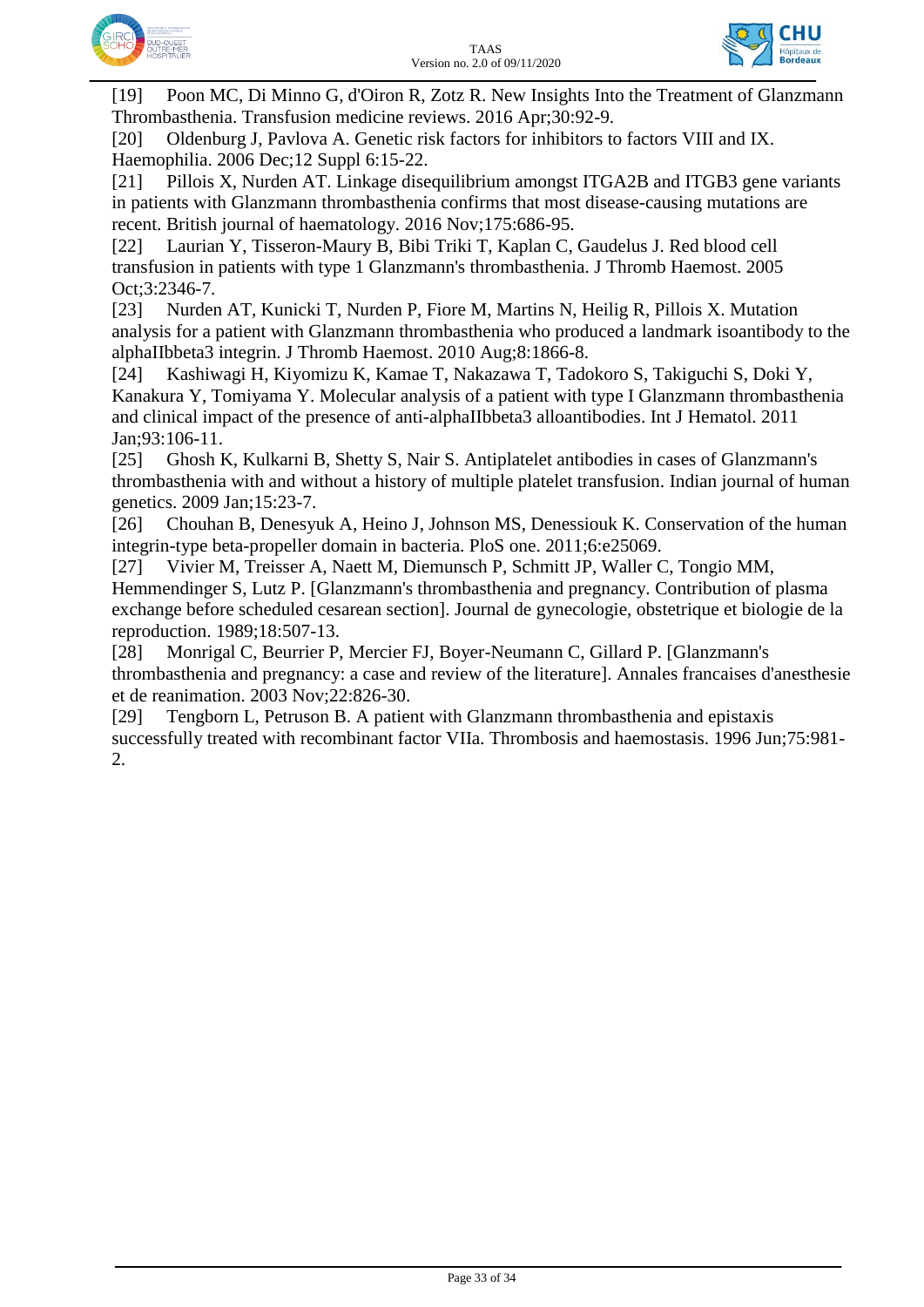[19] Poon MC, Di Minno G, d'Oiron R, Zotz R. New Insights Into the Treatment of Glanzmann Thrombasthenia. Transfusion medicine reviews. 2016 Apr;30:92-9.

[20] Oldenburg J, Pavlova A. Genetic risk factors for inhibitors to factors VIII and IX. Haemophilia. 2006 Dec;12 Suppl 6:15-22.

[21] Pillois X, Nurden AT. Linkage disequilibrium amongst ITGA2B and ITGB3 gene variants in patients with Glanzmann thrombasthenia confirms that most disease-causing mutations are recent. British journal of haematology. 2016 Nov;175:686-95.

[22] Laurian Y, Tisseron-Maury B, Bibi Triki T, Kaplan C, Gaudelus J. Red blood cell transfusion in patients with type 1 Glanzmann's thrombasthenia. J Thromb Haemost. 2005 Oct;3:2346-7.

[23] Nurden AT, Kunicki T, Nurden P, Fiore M, Martins N, Heilig R, Pillois X. Mutation analysis for a patient with Glanzmann thrombasthenia who produced a landmark isoantibody to the alphaIIbbeta3 integrin. J Thromb Haemost. 2010 Aug;8:1866-8.

[24] Kashiwagi H, Kiyomizu K, Kamae T, Nakazawa T, Tadokoro S, Takiguchi S, Doki Y, Kanakura Y, Tomiyama Y. Molecular analysis of a patient with type I Glanzmann thrombasthenia and clinical impact of the presence of anti-alphaIIbbeta3 alloantibodies. Int J Hematol. 2011 Jan;93:106-11.

[25] Ghosh K, Kulkarni B, Shetty S, Nair S. Antiplatelet antibodies in cases of Glanzmann's thrombasthenia with and without a history of multiple platelet transfusion. Indian journal of human genetics. 2009 Jan;15:23-7.

[26] Chouhan B, Denesyuk A, Heino J, Johnson MS, Denessiouk K. Conservation of the human integrin-type beta-propeller domain in bacteria. PloS one. 2011;6:e25069.

[27] Vivier M, Treisser A, Naett M, Diemunsch P, Schmitt JP, Waller C, Tongio MM, Hemmendinger S, Lutz P. [Glanzmann's thrombasthenia and pregnancy. Contribution of plasma exchange before scheduled cesarean section]. Journal de gynecologie, obstetrique et biologie de la reproduction. 1989;18:507-13.

[28] Monrigal C, Beurrier P, Mercier FJ, Boyer-Neumann C, Gillard P. [Glanzmann's thrombasthenia and pregnancy: a case and review of the literature]. Annales francaises d'anesthesie et de reanimation. 2003 Nov;22:826-30.

[29] Tengborn L, Petruson B. A patient with Glanzmann thrombasthenia and epistaxis successfully treated with recombinant factor VIIa. Thrombosis and haemostasis. 1996 Jun;75:981-2.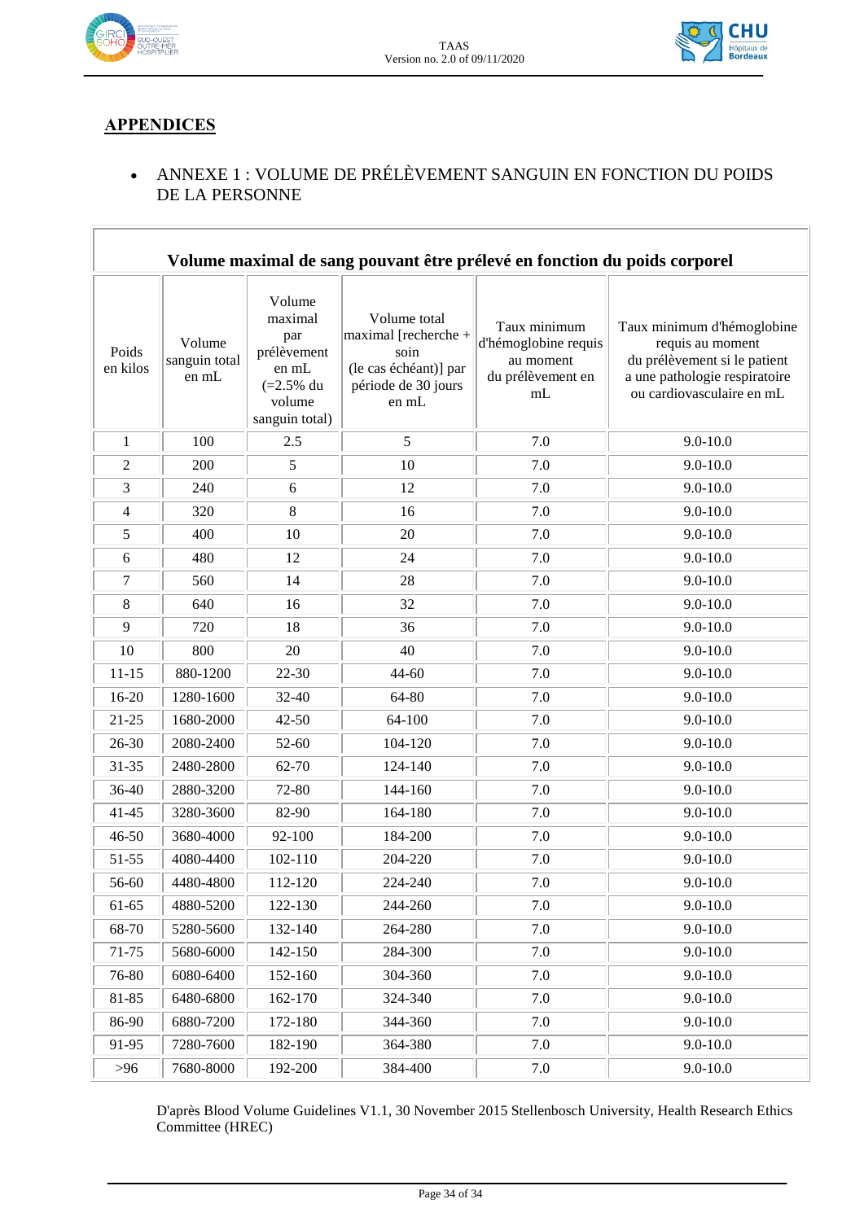## APPENDICES

- ANNEXE 1 : VOLUME DE PRÉLÈVEMENT SANGUIN EN FONCTION DU POIDS DE LA PERSONNE

| Volume maximal de sang pouvant être prélevé en fonction du poids corporel | | | | | |
|---|---|---|---|---|---|
| Poids en kilos | Volume sanguin total en mL | Volume maximal par prélèvement en mL (=2.5% du volume sanguin total) | Volume total maximal [recherche + soin (le cas échéant)] par période de 30 jours en mL | Taux minimum d'hémoglobine requis au moment du prélèvement en mL | Taux minimum d'hémoglobine requis au moment du prélèvement si le patient a une pathologie respiratoire ou cardiovasculaire en mL |
| 1 | 100 | 2.5 | 5 | 7.0 | 9.0-10.0 |
| 2 | 200 | 5 | 10 | 7.0 | 9.0-10.0 |
| 3 | 240 | 6 | 12 | 7.0 | 9.0-10.0 |
| 4 | 320 | 8 | 16 | 7.0 | 9.0-10.0 |
| 5 | 400 | 10 | 20 | 7.0 | 9.0-10.0 |
| 6 | 480 | 12 | 24 | 7.0 | 9.0-10.0 |
| 7 | 560 | 14 | 28 | 7.0 | 9.0-10.0 |
| 8 | 640 | 16 | 32 | 7.0 | 9.0-10.0 |
| 9 | 720 | 18 | 36 | 7.0 | 9.0-10.0 |
| 10 | 800 | 20 | 40 | 7.0 | 9.0-10.0 |
| 11-15 | 880-1200 | 22-30 | 44-60 | 7.0 | 9.0-10.0 |
| 16-20 | 1280-1600 | 32-40 | 64-80 | 7.0 | 9.0-10.0 |
| 21-25 | 1680-2000 | 42-50 | 64-100 | 7.0 | 9.0-10.0 |
| 26-30 | 2080-2400 | 52-60 | 104-120 | 7.0 | 9.0-10.0 |
| 31-35 | 2480-2800 | 62-70 | 124-140 | 7.0 | 9.0-10.0 |
| 36-40 | 2880-3200 | 72-80 | 144-160 | 7.0 | 9.0-10.0 |
| 41-45 | 3280-3600 | 82-90 | 164-180 | 7.0 | 9.0-10.0 |
| 46-50 | 3680-4000 | 92-100 | 184-200 | 7.0 | 9.0-10.0 |
| 51-55 | 4080-4400 | 102-110 | 204-220 | 7.0 | 9.0-10.0 |
| 56-60 | 4480-4800 | 112-120 | 224-240 | 7.0 | 9.0-10.0 |
| 61-65 | 4880-5200 | 122-130 | 244-260 | 7.0 | 9.0-10.0 |
| 68-70 | 5280-5600 | 132-140 | 264-280 | 7.0 | 9.0-10.0 |
| 71-75 | 5680-6000 | 142-150 | 284-300 | 7.0 | 9.0-10.0 |
| 76-80 | 6080-6400 | 152-160 | 304-360 | 7.0 | 9.0-10.0 |
| 81-85 | 6480-6800 | 162-170 | 324-340 | 7.0 | 9.0-10.0 |
| 86-90 | 6880-7200 | 172-180 | 344-360 | 7.0 | 9.0-10.0 |
| 91-95 | 7280-7600 | 182-190 | 364-380 | 7.0 | 9.0-10.0 |
| >96 | 7680-8000 | 192-200 | 384-400 | 7.0 | 9.0-10.0 |

D'après Blood Volume Guidelines V1.1, 30 November 2015 Stellenbosch University, Health Research Ethics Committee (HREC)